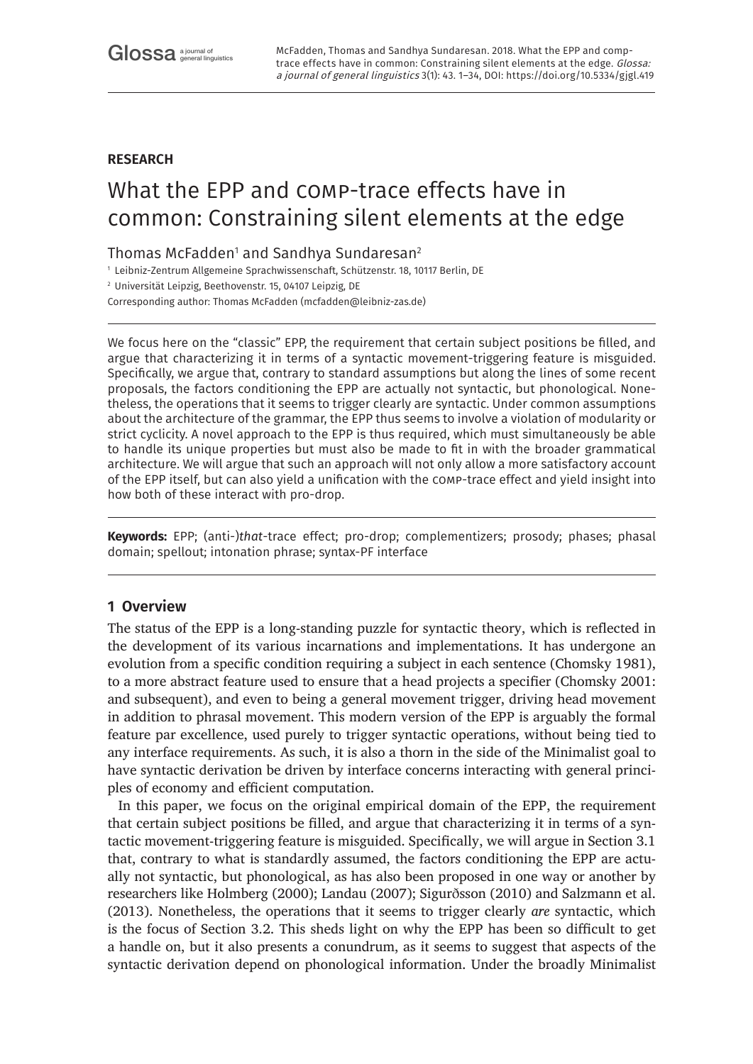**RESEARCH**

# What the EPP and COMP-trace effects have in common: Constraining silent elements at the edge

Thomas McFadden[1] and Sandhya Sundaresan[2]

[1] Leibniz-Zentrum Allgemeine Sprachwissenschaft, Schützenstr. 18, 10117 Berlin, DE

[2] Universität Leipzig, Beethovenstr. 15, 04107 Leipzig, DE

Corresponding author: Thomas McFadden (mcfadden@leibniz-zas.de)

We focus here on the "classic" EPP, the requirement that certain subject positions be filled, and argue that characterizing it in terms of a syntactic movement-triggering feature is misguided. Specifically, we argue that, contrary to standard assumptions but along the lines of some recent proposals, the factors conditioning the EPP are actually not syntactic, but phonological. Nonetheless, the operations that it seems to trigger clearly are syntactic. Under common assumptions about the architecture of the grammar, the EPP thus seems to involve a violation of modularity or strict cyclicity. A novel approach to the EPP is thus required, which must simultaneously be able to handle its unique properties but must also be made to fit in with the broader grammatical architecture. We will argue that such an approach will not only allow a more satisfactory account of the EPP itself, but can also yield a unification with the COMP-trace effect and yield insight into how both of these interact with pro-drop.

**Keywords:** EPP; (anti-)*that*-trace effect; pro-drop; complementizers; prosody; phases; phasal domain; spellout; intonation phrase; syntax-PF interface

## 1 Overview

The status of the EPP is a long-standing puzzle for syntactic theory, which is reflected in the development of its various incarnations and implementations. It has undergone an evolution from a specific condition requiring a subject in each sentence (Chomsky 1981), to a more abstract feature used to ensure that a head projects a specifier (Chomsky 2001: and subsequent), and even to being a general movement trigger, driving head movement in addition to phrasal movement. This modern version of the EPP is arguably the formal feature par excellence, used purely to trigger syntactic operations, without being tied to any interface requirements. As such, it is also a thorn in the side of the Minimalist goal to have syntactic derivation be driven by interface concerns interacting with general principles of economy and efficient computation.

In this paper, we focus on the original empirical domain of the EPP, the requirement that certain subject positions be filled, and argue that characterizing it in terms of a syntactic movement-triggering feature is misguided. Specifically, we will argue in Section 3.1 that, contrary to what is standardly assumed, the factors conditioning the EPP are actually not syntactic, but phonological, as has also been proposed in one way or another by researchers like Holmberg (2000); Landau (2007); Sigurðsson (2010) and Salzmann et al. (2013). Nonetheless, the operations that it seems to trigger clearly *are* syntactic, which is the focus of Section 3.2. This sheds light on why the EPP has been so difficult to get a handle on, but it also presents a conundrum, as it seems to suggest that aspects of the syntactic derivation depend on phonological information. Under the broadly Minimalist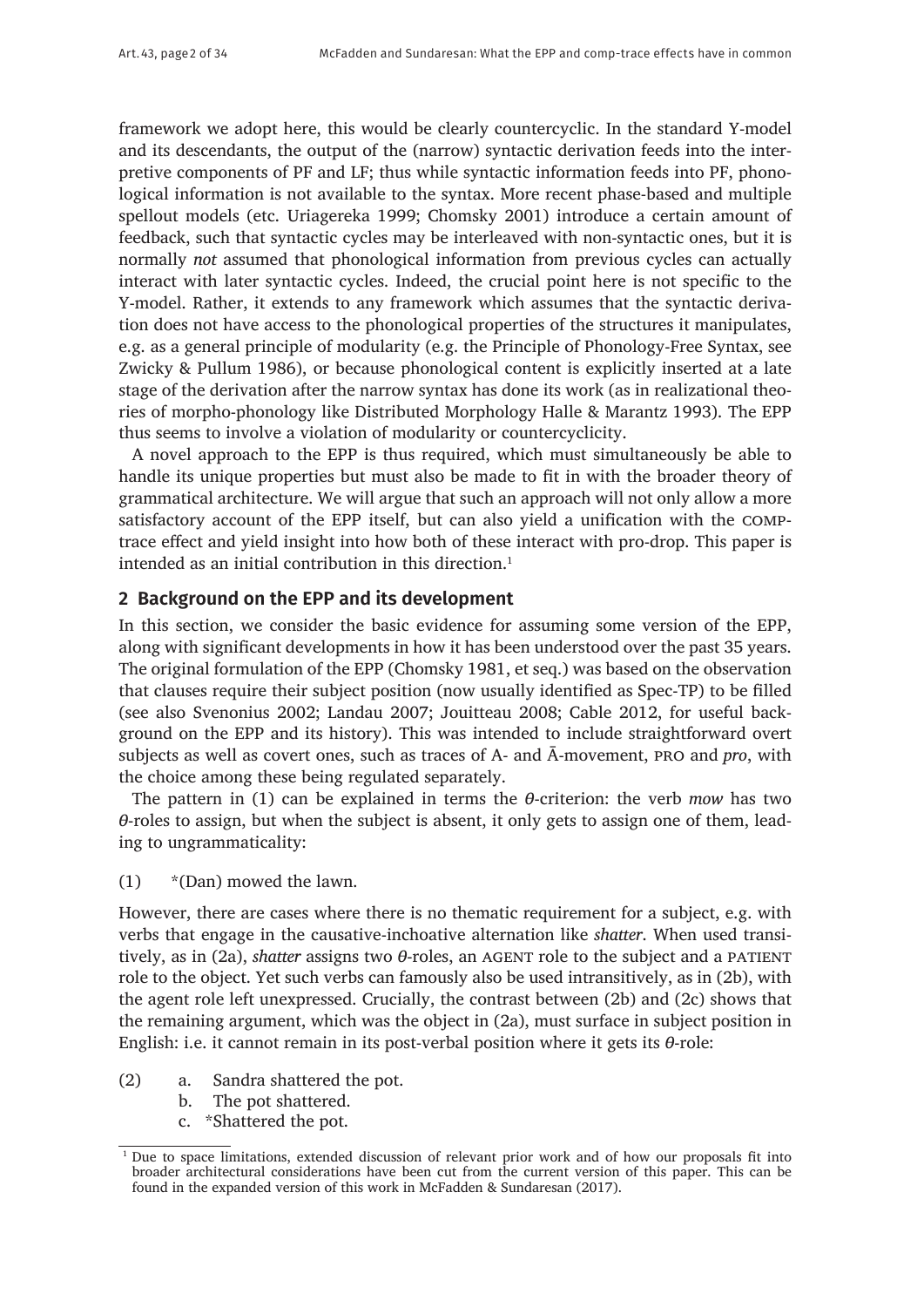framework we adopt here, this would be clearly countercyclic. In the standard Y-model and its descendants, the output of the (narrow) syntactic derivation feeds into the interpretive components of PF and LF; thus while syntactic information feeds into PF, phonological information is not available to the syntax. More recent phase-based and multiple spellout models (etc. Uriagereka 1999; Chomsky 2001) introduce a certain amount of feedback, such that syntactic cycles may be interleaved with non-syntactic ones, but it is normally *not* assumed that phonological information from previous cycles can actually interact with later syntactic cycles. Indeed, the crucial point here is not specific to the Y-model. Rather, it extends to any framework which assumes that the syntactic derivation does not have access to the phonological properties of the structures it manipulates, e.g. as a general principle of modularity (e.g. the Principle of Phonology-Free Syntax, see Zwicky & Pullum 1986), or because phonological content is explicitly inserted at a late stage of the derivation after the narrow syntax has done its work (as in realizational theories of morpho-phonology like Distributed Morphology Halle & Marantz 1993). The EPP thus seems to involve a violation of modularity or countercyclicity.

A novel approach to the EPP is thus required, which must simultaneously be able to handle its unique properties but must also be made to fit in with the broader theory of grammatical architecture. We will argue that such an approach will not only allow a more satisfactory account of the EPP itself, but can also yield a unification with the COMP-trace effect and yield insight into how both of these interact with pro-drop. This paper is intended as an initial contribution in this direction.[1]

## 2 Background on the EPP and its development

In this section, we consider the basic evidence for assuming some version of the EPP, along with significant developments in how it has been understood over the past 35 years. The original formulation of the EPP (Chomsky 1981, et seq.) was based on the observation that clauses require their subject position (now usually identified as Spec-TP) to be filled (see also Svenonius 2002; Landau 2007; Jouitteau 2008; Cable 2012, for useful background on the EPP and its history). This was intended to include straightforward overt subjects as well as covert ones, such as traces of A- and Ā-movement, PRO and *pro*, with the choice among these being regulated separately.

The pattern in (1) can be explained in terms the *θ*-criterion: the verb *mow* has two *θ*-roles to assign, but when the subject is absent, it only gets to assign one of them, leading to ungrammaticality:

(1) *(Dan) mowed the lawn.

However, there are cases where there is no thematic requirement for a subject, e.g. with verbs that engage in the causative-inchoative alternation like *shatter*. When used transitively, as in (2a), *shatter* assigns two *θ*-roles, an AGENT role to the subject and a PATIENT role to the object. Yet such verbs can famously also be used intransitively, as in (2b), with the agent role left unexpressed. Crucially, the contrast between (2b) and (2c) shows that the remaining argument, which was the object in (2a), must surface in subject position in English: i.e. it cannot remain in its post-verbal position where it gets its *θ*-role:

(2) a. Sandra shattered the pot.
    b. The pot shattered.
    c. *Shattered the pot.

[1] Due to space limitations, extended discussion of relevant prior work and of how our proposals fit into broader architectural considerations have been cut from the current version of this paper. This can be found in the expanded version of this work in McFadden & Sundaresan (2017).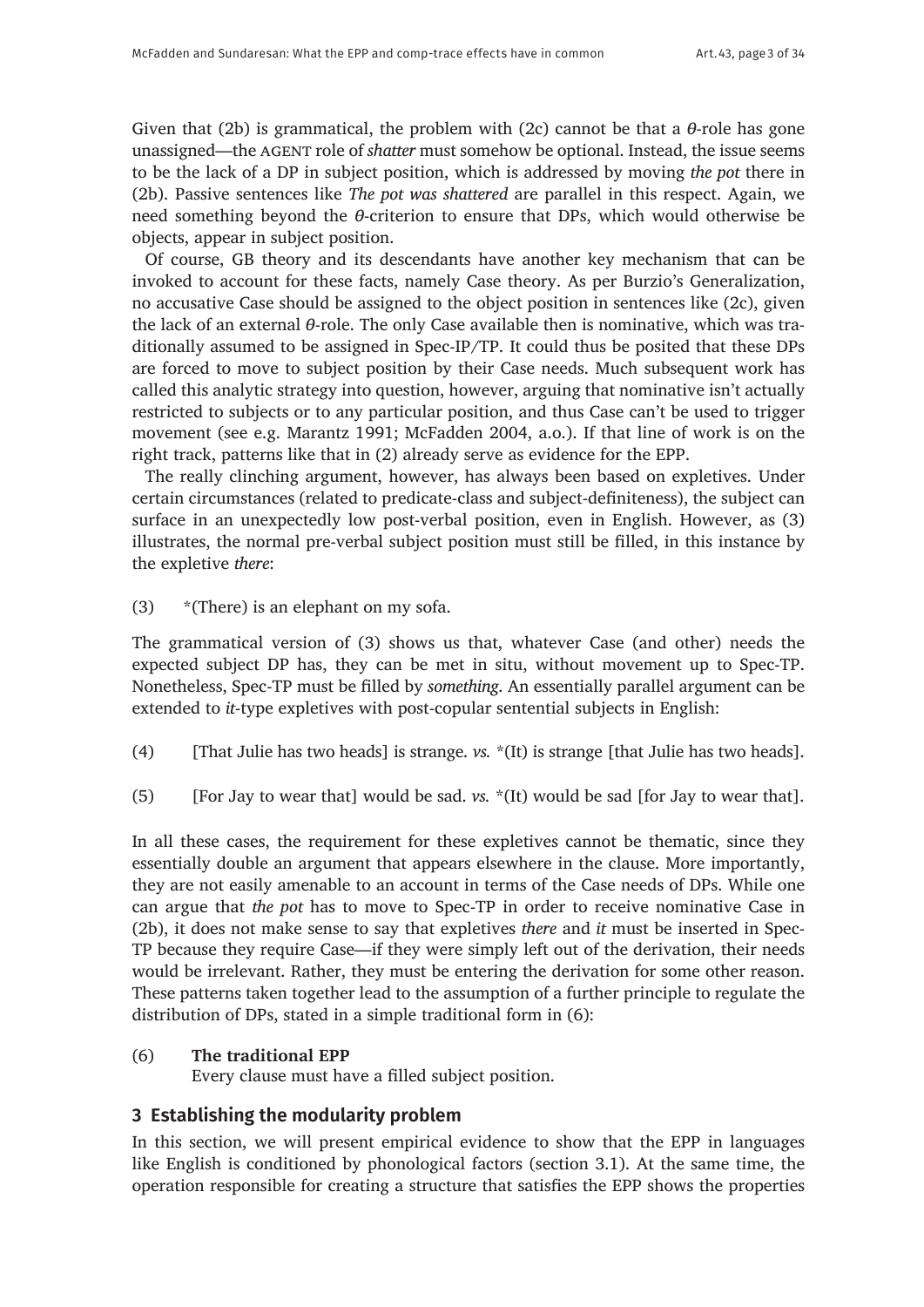Given that (2b) is grammatical, the problem with (2c) cannot be that a $\theta$-role has gone unassigned—the AGENT role of *shatter* must somehow be optional. Instead, the issue seems to be the lack of a DP in subject position, which is addressed by moving *the pot* there in (2b). Passive sentences like *The pot was shattered* are parallel in this respect. Again, we need something beyond the $\theta$-criterion to ensure that DPs, which would otherwise be objects, appear in subject position.

Of course, GB theory and its descendants have another key mechanism that can be invoked to account for these facts, namely Case theory. As per Burzio's Generalization, no accusative Case should be assigned to the object position in sentences like (2c), given the lack of an external $\theta$-role. The only Case available then is nominative, which was traditionally assumed to be assigned in Spec-IP/TP. It could thus be posited that these DPs are forced to move to subject position by their Case needs. Much subsequent work has called this analytic strategy into question, however, arguing that nominative isn't actually restricted to subjects or to any particular position, and thus Case can't be used to trigger movement (see e.g. Marantz 1991; McFadden 2004, a.o.). If that line of work is on the right track, patterns like that in (2) already serve as evidence for the EPP.

The really clinching argument, however, has always been based on expletives. Under certain circumstances (related to predicate-class and subject-definiteness), the subject can surface in an unexpectedly low post-verbal position, even in English. However, as (3) illustrates, the normal pre-verbal subject position must still be filled, in this instance by the expletive *there*:

(3) *(There) is an elephant on my sofa.

The grammatical version of (3) shows us that, whatever Case (and other) needs the expected subject DP has, they can be met in situ, without movement up to Spec-TP. Nonetheless, Spec-TP must be filled by *something*. An essentially parallel argument can be extended to *it*-type expletives with post-copular sentential subjects in English:

(4) [That Julie has two heads] is strange. *vs.* *(It) is strange [that Julie has two heads].

(5) [For Jay to wear that] would be sad. *vs.* *(It) would be sad [for Jay to wear that].

In all these cases, the requirement for these expletives cannot be thematic, since they essentially double an argument that appears elsewhere in the clause. More importantly, they are not easily amenable to an account in terms of the Case needs of DPs. While one can argue that *the pot* has to move to Spec-TP in order to receive nominative Case in (2b), it does not make sense to say that expletives *there* and *it* must be inserted in Spec-TP because they require Case—if they were simply left out of the derivation, their needs would be irrelevant. Rather, they must be entering the derivation for some other reason. These patterns taken together lead to the assumption of a further principle to regulate the distribution of DPs, stated in a simple traditional form in (6):

(6) **The traditional EPP**
Every clause must have a filled subject position.

## 3 Establishing the modularity problem

In this section, we will present empirical evidence to show that the EPP in languages like English is conditioned by phonological factors (section 3.1). At the same time, the operation responsible for creating a structure that satisfies the EPP shows the properties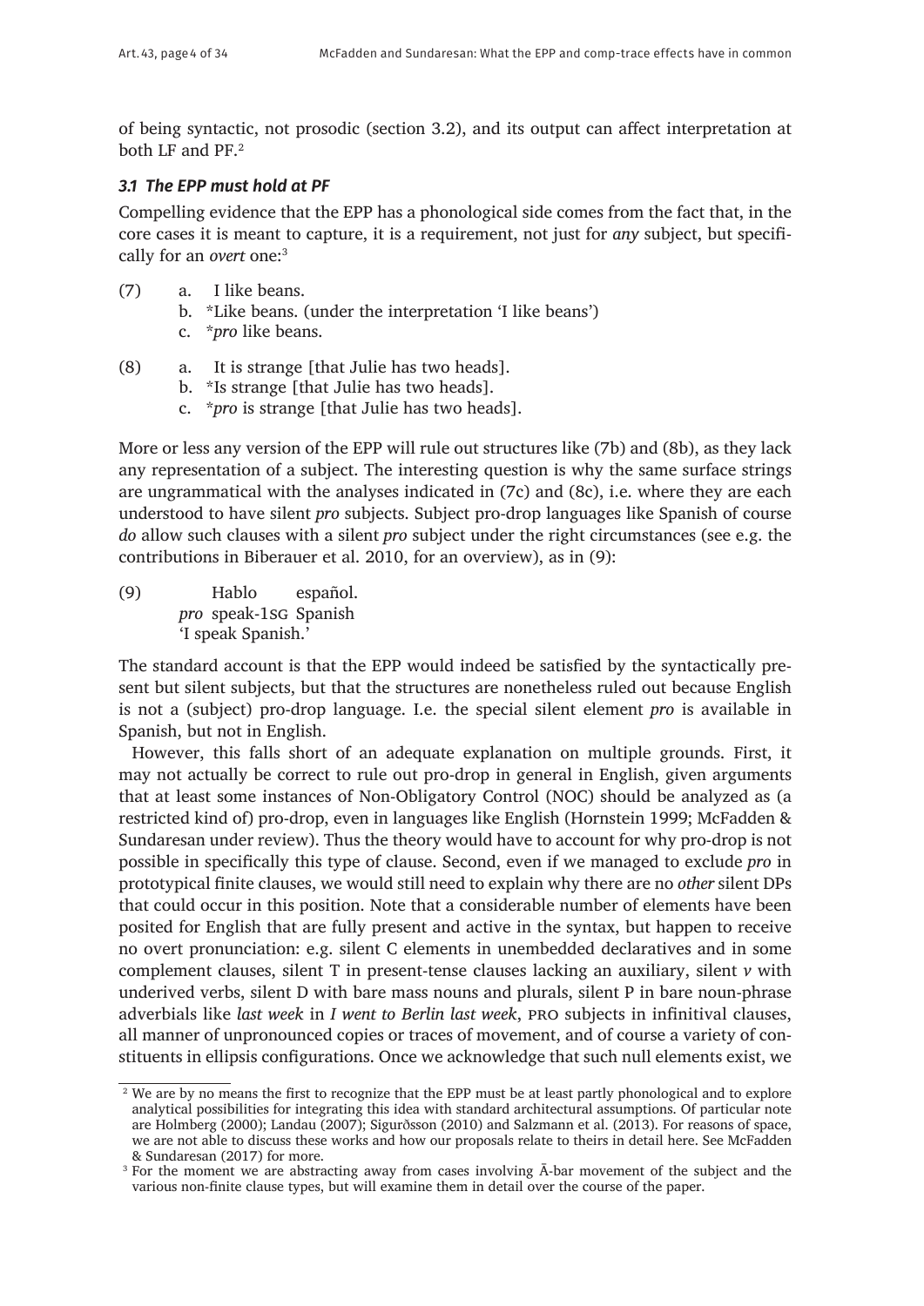of being syntactic, not prosodic (section 3.2), and its output can affect interpretation at both LF and PF.[2]

### *3.1 The EPP must hold at PF*

Compelling evidence that the EPP has a phonological side comes from the fact that, in the core cases it is meant to capture, it is a requirement, not just for *any* subject, but specifically for an *overt* one:[3]

(7) a. I like beans.
 b. *Like beans. (under the interpretation 'I like beans')
 c. **pro* like beans.

(8) a. It is strange [that Julie has two heads].
 b. *Is strange [that Julie has two heads].
 c. **pro* is strange [that Julie has two heads].

More or less any version of the EPP will rule out structures like (7b) and (8b), as they lack any representation of a subject. The interesting question is why the same surface strings are ungrammatical with the analyses indicated in (7c) and (8c), i.e. where they are each understood to have silent *pro* subjects. Subject pro-drop languages like Spanish of course *do* allow such clauses with a silent *pro* subject under the right circumstances (see e.g. the contributions in Biberauer et al. 2010, for an overview), as in (9):

(9) Hablo español.
 *pro* speak-1SG Spanish
 'I speak Spanish.'

The standard account is that the EPP would indeed be satisfied by the syntactically present but silent subjects, but that the structures are nonetheless ruled out because English is not a (subject) pro-drop language. I.e. the special silent element *pro* is available in Spanish, but not in English.

However, this falls short of an adequate explanation on multiple grounds. First, it may not actually be correct to rule out pro-drop in general in English, given arguments that at least some instances of Non-Obligatory Control (NOC) should be analyzed as (a restricted kind of) pro-drop, even in languages like English (Hornstein 1999; McFadden & Sundaresan under review). Thus the theory would have to account for why pro-drop is not possible in specifically this type of clause. Second, even if we managed to exclude *pro* in prototypical finite clauses, we would still need to explain why there are no *other* silent DPs that could occur in this position. Note that a considerable number of elements have been posited for English that are fully present and active in the syntax, but happen to receive no overt pronunciation: e.g. silent C elements in unembedded declaratives and in some complement clauses, silent T in present-tense clauses lacking an auxiliary, silent *v* with underived verbs, silent D with bare mass nouns and plurals, silent P in bare noun-phrase adverbials like *last week* in *I went to Berlin last week*, PRO subjects in infinitival clauses, all manner of unpronounced copies or traces of movement, and of course a variety of constituents in ellipsis configurations. Once we acknowledge that such null elements exist, we

[2] We are by no means the first to recognize that the EPP must be at least partly phonological and to explore analytical possibilities for integrating this idea with standard architectural assumptions. Of particular note are Holmberg (2000); Landau (2007); Sigurðsson (2010) and Salzmann et al. (2013). For reasons of space, we are not able to discuss these works and how our proposals relate to theirs in detail here. See McFadden & Sundaresan (2017) for more.

[3] For the moment we are abstracting away from cases involving Ā-bar movement of the subject and the various non-finite clause types, but will examine them in detail over the course of the paper.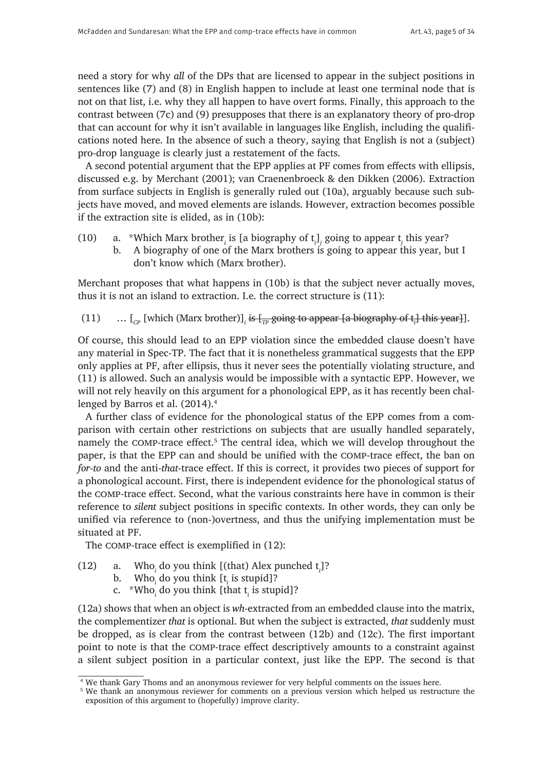need a story for why *all* of the DPs that are licensed to appear in the subject positions in sentences like (7) and (8) in English happen to include at least one terminal node that is not on that list, i.e. why they all happen to have overt forms. Finally, this approach to the contrast between (7c) and (9) presupposes that there is an explanatory theory of pro-drop that can account for why it isn't available in languages like English, including the qualifications noted here. In the absence of such a theory, saying that English is not a (subject) pro-drop language is clearly just a restatement of the facts.

A second potential argument that the EPP applies at PF comes from effects with ellipsis, discussed e.g. by Merchant (2001); van Craenenbroeck & den Dikken (2006). Extraction from surface subjects in English is generally ruled out (10a), arguably because such subjects have moved, and moved elements are islands. However, extraction becomes possible if the extraction site is elided, as in (10b):

(10) a. \*Which Marx brother$_i$ is [a biography of t$_i$]$_j$ going to appear t$_j$ this year?
b. A biography of one of the Marx brothers is going to appear this year, but I don't know which (Marx brother).

Merchant proposes that what happens in (10b) is that the subject never actually moves, thus it is not an island to extraction. I.e. the correct structure is (11):

(11) … [$_{CP}$ [which (Marx brother)]$_i$ ~~is [$_{TP}$ going to appear [a biography of t$_i$] this year]~~].

Of course, this should lead to an EPP violation since the embedded clause doesn't have any material in Spec-TP. The fact that it is nonetheless grammatical suggests that the EPP only applies at PF, after ellipsis, thus it never sees the potentially violating structure, and (11) is allowed. Such an analysis would be impossible with a syntactic EPP. However, we will not rely heavily on this argument for a phonological EPP, as it has recently been challenged by Barros et al. (2014).[4]

A further class of evidence for the phonological status of the EPP comes from a comparison with certain other restrictions on subjects that are usually handled separately, namely the COMP-trace effect.[5] The central idea, which we will develop throughout the paper, is that the EPP can and should be unified with the COMP-trace effect, the ban on *for-to* and the anti-*that*-trace effect. If this is correct, it provides two pieces of support for a phonological account. First, there is independent evidence for the phonological status of the COMP-trace effect. Second, what the various constraints here have in common is their reference to *silent* subject positions in specific contexts. In other words, they can only be unified via reference to (non-)overtness, and thus the unifying implementation must be situated at PF.

The COMP-trace effect is exemplified in (12):

(12) a. Who$_i$ do you think [(that) Alex punched t$_i$]?
b. Who$_i$ do you think [t$_i$ is stupid]?
c. \*Who$_i$ do you think [that t$_i$ is stupid]?

(12a) shows that when an object is *wh*-extracted from an embedded clause into the matrix, the complementizer *that* is optional. But when the subject is extracted, *that* suddenly must be dropped, as is clear from the contrast between (12b) and (12c). The first important point to note is that the COMP-trace effect descriptively amounts to a constraint against a silent subject position in a particular context, just like the EPP. The second is that

[4] We thank Gary Thoms and an anonymous reviewer for very helpful comments on the issues here.

[5] We thank an anonymous reviewer for comments on a previous version which helped us restructure the exposition of this argument to (hopefully) improve clarity.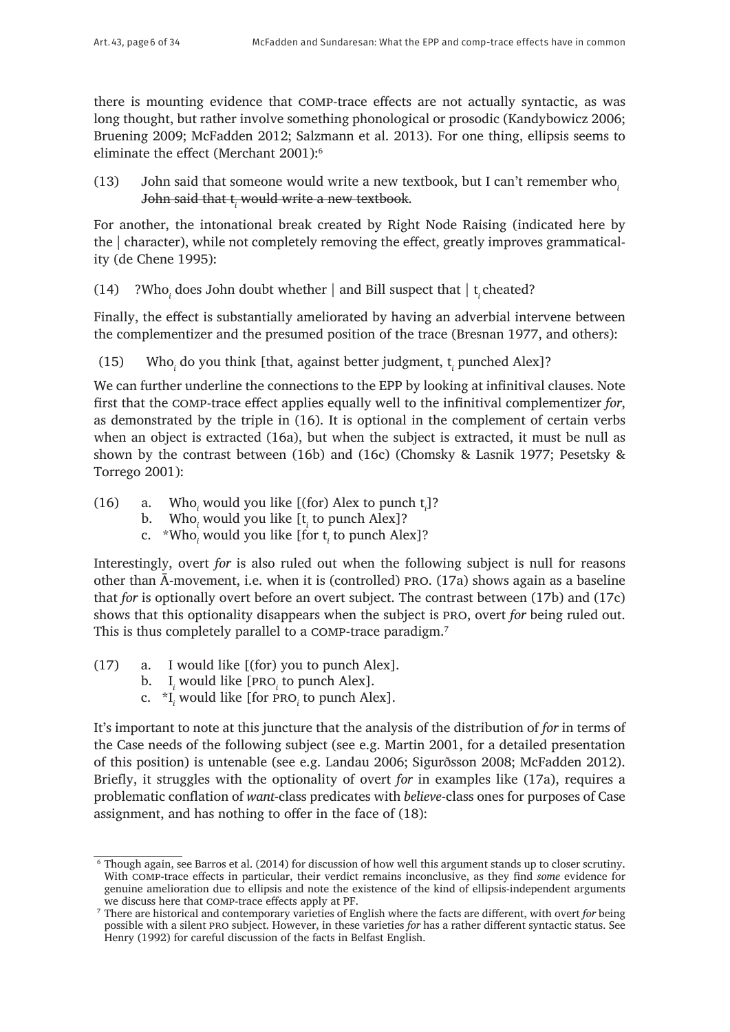there is mounting evidence that COMP-trace effects are not actually syntactic, as was long thought, but rather involve something phonological or prosodic (Kandybowicz 2006; Bruening 2009; McFadden 2012; Salzmann et al. 2013). For one thing, ellipsis seems to eliminate the effect (Merchant 2001):[6]

(13) John said that someone would write a new textbook, but I can't remember who$_i$ ~~John said that t$_i$ would write a new textbook~~.

For another, the intonational break created by Right Node Raising (indicated here by the | character), while not completely removing the effect, greatly improves grammaticality (de Chene 1995):

(14) ?Who$_i$ does John doubt whether | and Bill suspect that | t$_i$ cheated?

Finally, the effect is substantially ameliorated by having an adverbial intervene between the complementizer and the presumed position of the trace (Bresnan 1977, and others):

(15) Who$_i$ do you think [that, against better judgment, t$_i$ punched Alex]?

We can further underline the connections to the EPP by looking at infinitival clauses. Note first that the COMP-trace effect applies equally well to the infinitival complementizer *for*, as demonstrated by the triple in (16). It is optional in the complement of certain verbs when an object is extracted (16a), but when the subject is extracted, it must be null as shown by the contrast between (16b) and (16c) (Chomsky & Lasnik 1977; Pesetsky & Torrego 2001):

(16)
a. Who$_i$ would you like [(for) Alex to punch t$_i$]?
b. Who$_i$ would you like [t$_i$ to punch Alex]?
c. *Who$_i$ would you like [for t$_i$ to punch Alex]?

Interestingly, overt *for* is also ruled out when the following subject is null for reasons other than Ā-movement, i.e. when it is (controlled) PRO. (17a) shows again as a baseline that *for* is optionally overt before an overt subject. The contrast between (17b) and (17c) shows that this optionality disappears when the subject is PRO, overt *for* being ruled out. This is thus completely parallel to a COMP-trace paradigm.[7]

(17)
a. I would like [(for) you to punch Alex].
b. I$_i$ would like [PRO$_i$ to punch Alex].
c. *I$_i$ would like [for PRO$_i$ to punch Alex].

It's important to note at this juncture that the analysis of the distribution of *for* in terms of the Case needs of the following subject (see e.g. Martin 2001, for a detailed presentation of this position) is untenable (see e.g. Landau 2006; Sigurðsson 2008; McFadden 2012). Briefly, it struggles with the optionality of overt *for* in examples like (17a), requires a problematic conflation of *want*-class predicates with *believe*-class ones for purposes of Case assignment, and has nothing to offer in the face of (18):

---

[6] Though again, see Barros et al. (2014) for discussion of how well this argument stands up to closer scrutiny. With COMP-trace effects in particular, their verdict remains inconclusive, as they find *some* evidence for genuine amelioration due to ellipsis and note the existence of the kind of ellipsis-independent arguments we discuss here that COMP-trace effects apply at PF.

[7] There are historical and contemporary varieties of English where the facts are different, with overt *for* being possible with a silent PRO subject. However, in these varieties *for* has a rather different syntactic status. See Henry (1992) for careful discussion of the facts in Belfast English.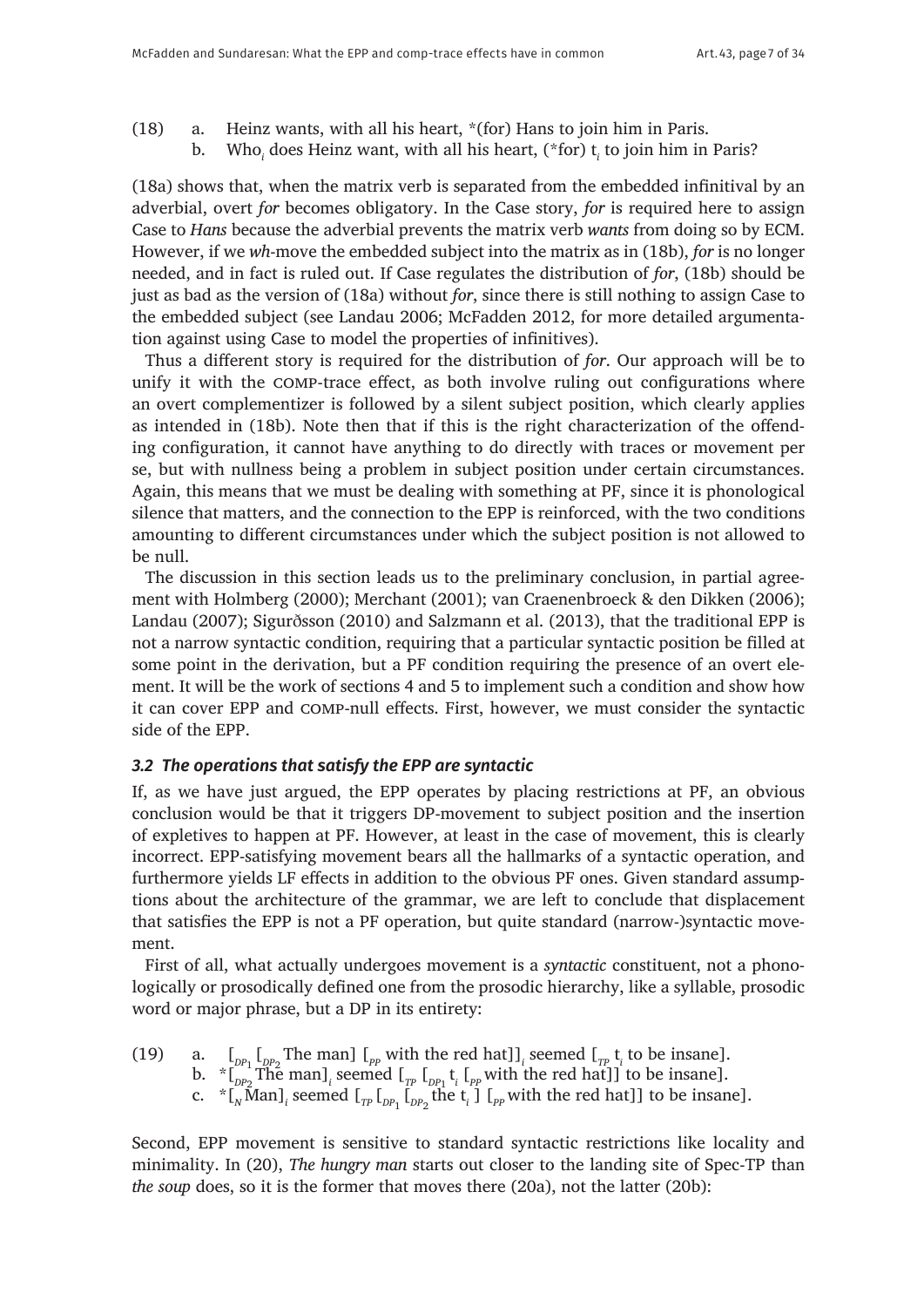(18) a. Heinz wants, with all his heart, *(for) Hans to join him in Paris.
     b. Who$_i$ does Heinz want, with all his heart, (*for) t$_i$ to join him in Paris?

(18a) shows that, when the matrix verb is separated from the embedded infinitival by an adverbial, overt *for* becomes obligatory. In the Case story, *for* is required here to assign Case to *Hans* because the adverbial prevents the matrix verb *wants* from doing so by ECM. However, if we *wh*-move the embedded subject into the matrix as in (18b), *for* is no longer needed, and in fact is ruled out. If Case regulates the distribution of *for*, (18b) should be just as bad as the version of (18a) without *for*, since there is still nothing to assign Case to the embedded subject (see Landau 2006; McFadden 2012, for more detailed argumentation against using Case to model the properties of infinitives).

Thus a different story is required for the distribution of *for*. Our approach will be to unify it with the COMP-trace effect, as both involve ruling out configurations where an overt complementizer is followed by a silent subject position, which clearly applies as intended in (18b). Note then that if this is the right characterization of the offending configuration, it cannot have anything to do directly with traces or movement per se, but with nullness being a problem in subject position under certain circumstances. Again, this means that we must be dealing with something at PF, since it is phonological silence that matters, and the connection to the EPP is reinforced, with the two conditions amounting to different circumstances under which the subject position is not allowed to be null.

The discussion in this section leads us to the preliminary conclusion, in partial agreement with Holmberg (2000); Merchant (2001); van Craenenbroeck & den Dikken (2006); Landau (2007); Sigurðsson (2010) and Salzmann et al. (2013), that the traditional EPP is not a narrow syntactic condition, requiring that a particular syntactic position be filled at some point in the derivation, but a PF condition requiring the presence of an overt element. It will be the work of sections 4 and 5 to implement such a condition and show how it can cover EPP and COMP-null effects. First, however, we must consider the syntactic side of the EPP.

### *3.2 The operations that satisfy the EPP are syntactic*

If, as we have just argued, the EPP operates by placing restrictions at PF, an obvious conclusion would be that it triggers DP-movement to subject position and the insertion of expletives to happen at PF. However, at least in the case of movement, this is clearly incorrect. EPP-satisfying movement bears all the hallmarks of a syntactic operation, and furthermore yields LF effects in addition to the obvious PF ones. Given standard assumptions about the architecture of the grammar, we are left to conclude that displacement that satisfies the EPP is not a PF operation, but quite standard (narrow-)syntactic movement.

First of all, what actually undergoes movement is a *syntactic* constituent, not a phonologically or prosodically defined one from the prosodic hierarchy, like a syllable, prosodic word or major phrase, but a DP in its entirety:

(19) a. [$_{DP_1}$ [$_{DP_2}$ The man] [$_{PP}$ with the red hat]]$_i$ seemed [$_{TP}$ t$_i$ to be insane].
     b. *[$_{DP_2}$ The man]$_i$ seemed [$_{TP}$ [$_{DP_1}$ t$_i$ [$_{PP}$ with the red hat]] to be insane].
     c. *[$_N$ Man]$_i$ seemed [$_{TP}$ [$_{DP_1}$ [$_{DP_2}$ the t$_i$ ] [$_{PP}$ with the red hat]] to be insane].

Second, EPP movement is sensitive to standard syntactic restrictions like locality and minimality. In (20), *The hungry man* starts out closer to the landing site of Spec-TP than *the soup* does, so it is the former that moves there (20a), not the latter (20b):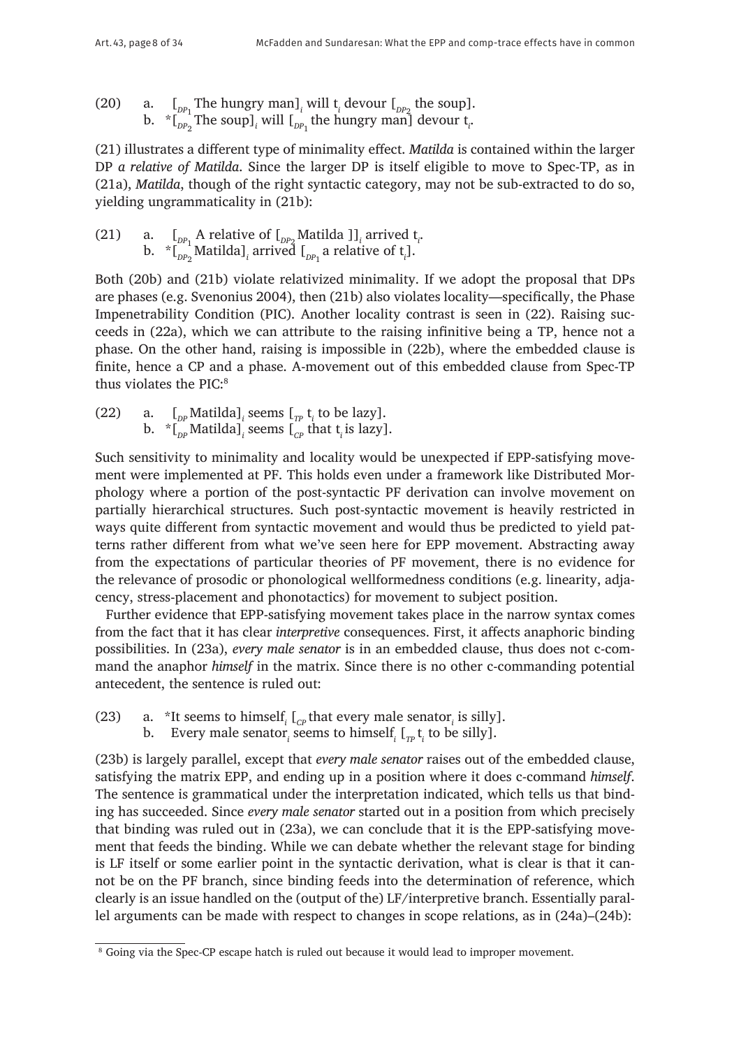(20) a. $[_{DP_1}$ The hungry man$]_i$ will $t_i$ devour $[_{DP_2}$ the soup$]$.
   b. \*$[_{DP_2}$ The soup$]_i$ will $[_{DP_1}$ the hungry man$]$ devour $t_i$.

(21) illustrates a different type of minimality effect. *Matilda* is contained within the larger DP *a relative of Matilda*. Since the larger DP is itself eligible to move to Spec-TP, as in (21a), *Matilda*, though of the right syntactic category, may not be sub-extracted to do so, yielding ungrammaticality in (21b):

(21) a. $[_{DP_1}$ A relative of $[_{DP_2}$ Matilda $]]_i$ arrived $t_i$.
   b. \*$[_{DP_2}$ Matilda$]_i$ arrived $[_{DP_1}$ a relative of $t_i]$.

Both (20b) and (21b) violate relativized minimality. If we adopt the proposal that DPs are phases (e.g. Svenonius 2004), then (21b) also violates locality—specifically, the Phase Impenetrability Condition (PIC). Another locality contrast is seen in (22). Raising succeeds in (22a), which we can attribute to the raising infinitive being a TP, hence not a phase. On the other hand, raising is impossible in (22b), where the embedded clause is finite, hence a CP and a phase. A-movement out of this embedded clause from Spec-TP thus violates the PIC:[8]

(22) a. $[_{DP}$ Matilda$]_i$ seems $[_{TP}$ $t_i$ to be lazy$]$.
   b. \*$[_{DP}$ Matilda$]_i$ seems $[_{CP}$ that $t_i$ is lazy$]$.

Such sensitivity to minimality and locality would be unexpected if EPP-satisfying movement were implemented at PF. This holds even under a framework like Distributed Morphology where a portion of the post-syntactic PF derivation can involve movement on partially hierarchical structures. Such post-syntactic movement is heavily restricted in ways quite different from syntactic movement and would thus be predicted to yield patterns rather different from what we've seen here for EPP movement. Abstracting away from the expectations of particular theories of PF movement, there is no evidence for the relevance of prosodic or phonological wellformedness conditions (e.g. linearity, adjacency, stress-placement and phonotactics) for movement to subject position.

Further evidence that EPP-satisfying movement takes place in the narrow syntax comes from the fact that it has clear *interpretive* consequences. First, it affects anaphoric binding possibilities. In (23a), *every male senator* is in an embedded clause, thus does not c-command the anaphor *himself* in the matrix. Since there is no other c-commanding potential antecedent, the sentence is ruled out:

(23) a. \*It seems to himself$_i$ $[_{CP}$ that every male senator$_i$ is silly$]$.
   b. Every male senator$_i$ seems to himself$_i$ $[_{TP}$ $t_i$ to be silly$]$.

(23b) is largely parallel, except that *every male senator* raises out of the embedded clause, satisfying the matrix EPP, and ending up in a position where it does c-command *himself*. The sentence is grammatical under the interpretation indicated, which tells us that binding has succeeded. Since *every male senator* started out in a position from which precisely that binding was ruled out in (23a), we can conclude that it is the EPP-satisfying movement that feeds the binding. While we can debate whether the relevant stage for binding is LF itself or some earlier point in the syntactic derivation, what is clear is that it cannot be on the PF branch, since binding feeds into the determination of reference, which clearly is an issue handled on the (output of the) LF/interpretive branch. Essentially parallel arguments can be made with respect to changes in scope relations, as in (24a)–(24b):

[8] Going via the Spec-CP escape hatch is ruled out because it would lead to improper movement.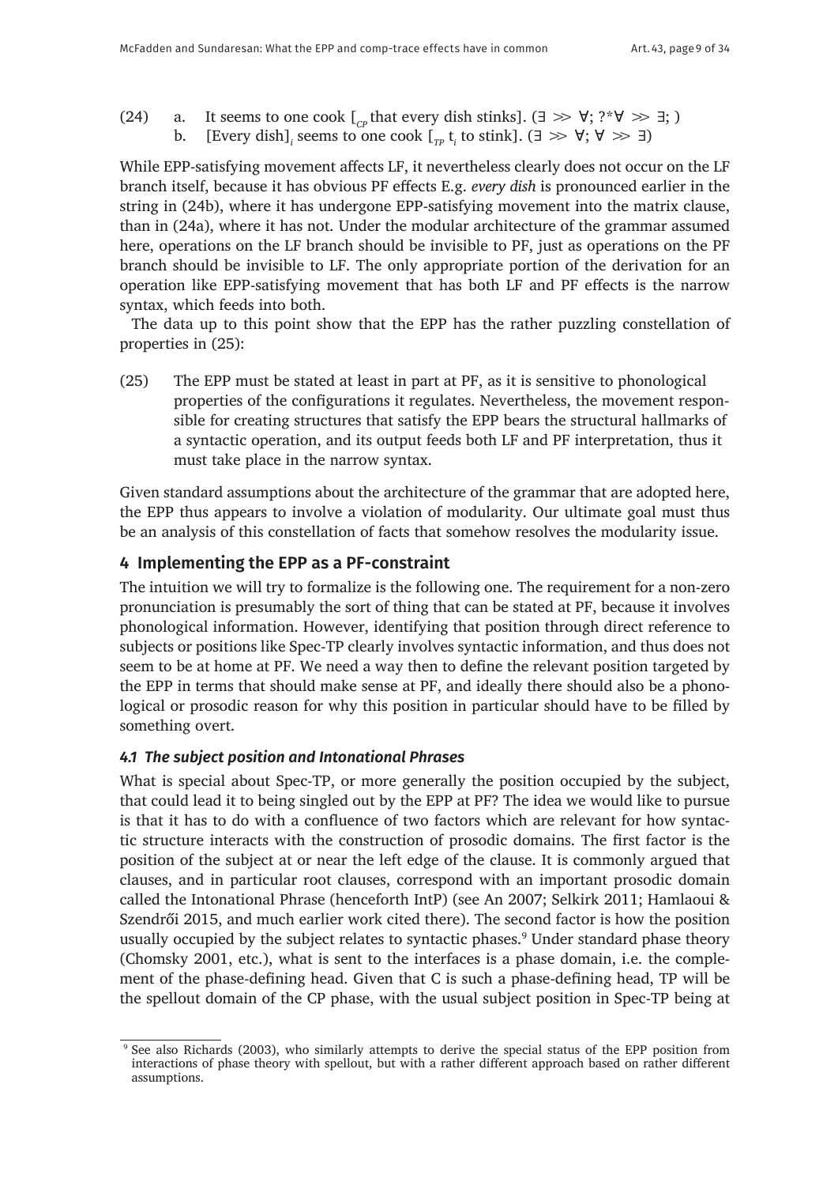(24) a. It seems to one cook [$_{CP}$ that every dish stinks]. ($\exists \gg \forall$; ?*$\forall \gg \exists$; )
 b. [Every dish]$_i$ seems to one cook [$_{TP}$ t$_i$ to stink]. ($\exists \gg \forall$; $\forall \gg \exists$)

While EPP-satisfying movement affects LF, it nevertheless clearly does not occur on the LF branch itself, because it has obvious PF effects E.g. *every dish* is pronounced earlier in the string in (24b), where it has undergone EPP-satisfying movement into the matrix clause, than in (24a), where it has not. Under the modular architecture of the grammar assumed here, operations on the LF branch should be invisible to PF, just as operations on the PF branch should be invisible to LF. The only appropriate portion of the derivation for an operation like EPP-satisfying movement that has both LF and PF effects is the narrow syntax, which feeds into both.

The data up to this point show that the EPP has the rather puzzling constellation of properties in (25):

(25) The EPP must be stated at least in part at PF, as it is sensitive to phonological properties of the configurations it regulates. Nevertheless, the movement responsible for creating structures that satisfy the EPP bears the structural hallmarks of a syntactic operation, and its output feeds both LF and PF interpretation, thus it must take place in the narrow syntax.

Given standard assumptions about the architecture of the grammar that are adopted here, the EPP thus appears to involve a violation of modularity. Our ultimate goal must thus be an analysis of this constellation of facts that somehow resolves the modularity issue.

## 4 Implementing the EPP as a PF-constraint

The intuition we will try to formalize is the following one. The requirement for a non-zero pronunciation is presumably the sort of thing that can be stated at PF, because it involves phonological information. However, identifying that position through direct reference to subjects or positions like Spec-TP clearly involves syntactic information, and thus does not seem to be at home at PF. We need a way then to define the relevant position targeted by the EPP in terms that should make sense at PF, and ideally there should also be a phonological or prosodic reason for why this position in particular should have to be filled by something overt.

### *4.1 The subject position and Intonational Phrases*

What is special about Spec-TP, or more generally the position occupied by the subject, that could lead it to being singled out by the EPP at PF? The idea we would like to pursue is that it has to do with a confluence of two factors which are relevant for how syntactic structure interacts with the construction of prosodic domains. The first factor is the position of the subject at or near the left edge of the clause. It is commonly argued that clauses, and in particular root clauses, correspond with an important prosodic domain called the Intonational Phrase (henceforth IntP) (see An 2007; Selkirk 2011; Hamlaoui & Szendrői 2015, and much earlier work cited there). The second factor is how the position usually occupied by the subject relates to syntactic phases.[9] Under standard phase theory (Chomsky 2001, etc.), what is sent to the interfaces is a phase domain, i.e. the complement of the phase-defining head. Given that C is such a phase-defining head, TP will be the spellout domain of the CP phase, with the usual subject position in Spec-TP being at

[9] See also Richards (2003), who similarly attempts to derive the special status of the EPP position from interactions of phase theory with spellout, but with a rather different approach based on rather different assumptions.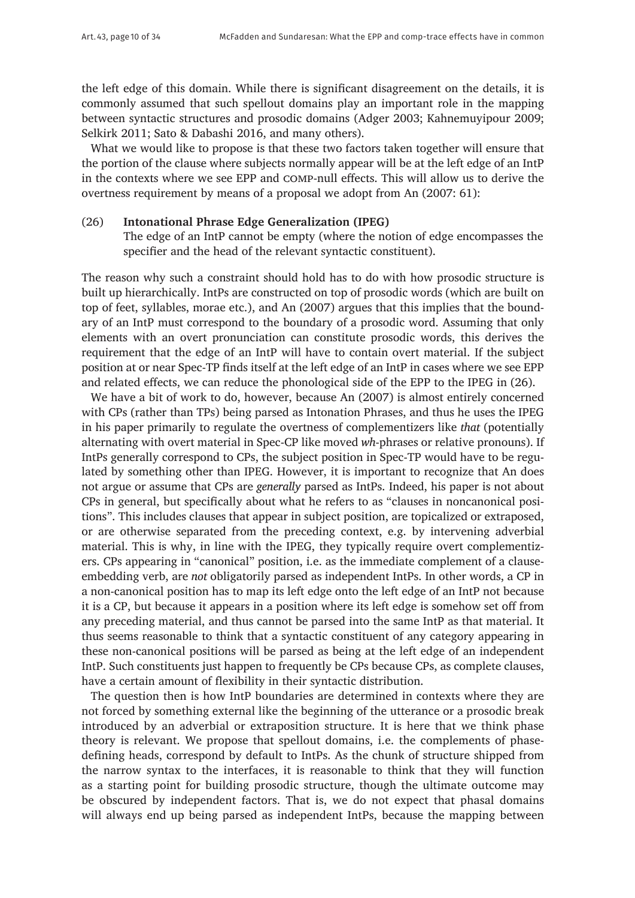the left edge of this domain. While there is significant disagreement on the details, it is commonly assumed that such spellout domains play an important role in the mapping between syntactic structures and prosodic domains (Adger 2003; Kahnemuyipour 2009; Selkirk 2011; Sato & Dabashi 2016, and many others).

What we would like to propose is that these two factors taken together will ensure that the portion of the clause where subjects normally appear will be at the left edge of an IntP in the contexts where we see EPP and COMP-null effects. This will allow us to derive the overtness requirement by means of a proposal we adopt from An (2007: 61):

(26) **Intonational Phrase Edge Generalization (IPEG)**
The edge of an IntP cannot be empty (where the notion of edge encompasses the specifier and the head of the relevant syntactic constituent).

The reason why such a constraint should hold has to do with how prosodic structure is built up hierarchically. IntPs are constructed on top of prosodic words (which are built on top of feet, syllables, morae etc.), and An (2007) argues that this implies that the boundary of an IntP must correspond to the boundary of a prosodic word. Assuming that only elements with an overt pronunciation can constitute prosodic words, this derives the requirement that the edge of an IntP will have to contain overt material. If the subject position at or near Spec-TP finds itself at the left edge of an IntP in cases where we see EPP and related effects, we can reduce the phonological side of the EPP to the IPEG in (26).

We have a bit of work to do, however, because An (2007) is almost entirely concerned with CPs (rather than TPs) being parsed as Intonation Phrases, and thus he uses the IPEG in his paper primarily to regulate the overtness of complementizers like *that* (potentially alternating with overt material in Spec-CP like moved *wh*-phrases or relative pronouns). If IntPs generally correspond to CPs, the subject position in Spec-TP would have to be regulated by something other than IPEG. However, it is important to recognize that An does not argue or assume that CPs are *generally* parsed as IntPs. Indeed, his paper is not about CPs in general, but specifically about what he refers to as "clauses in noncanonical positions". This includes clauses that appear in subject position, are topicalized or extraposed, or are otherwise separated from the preceding context, e.g. by intervening adverbial material. This is why, in line with the IPEG, they typically require overt complementizers. CPs appearing in "canonical" position, i.e. as the immediate complement of a clause-embedding verb, are *not* obligatorily parsed as independent IntPs. In other words, a CP in a non-canonical position has to map its left edge onto the left edge of an IntP not because it is a CP, but because it appears in a position where its left edge is somehow set off from any preceding material, and thus cannot be parsed into the same IntP as that material. It thus seems reasonable to think that a syntactic constituent of any category appearing in these non-canonical positions will be parsed as being at the left edge of an independent IntP. Such constituents just happen to frequently be CPs because CPs, as complete clauses, have a certain amount of flexibility in their syntactic distribution.

The question then is how IntP boundaries are determined in contexts where they are not forced by something external like the beginning of the utterance or a prosodic break introduced by an adverbial or extraposition structure. It is here that we think phase theory is relevant. We propose that spellout domains, i.e. the complements of phase-defining heads, correspond by default to IntPs. As the chunk of structure shipped from the narrow syntax to the interfaces, it is reasonable to think that they will function as a starting point for building prosodic structure, though the ultimate outcome may be obscured by independent factors. That is, we do not expect that phasal domains will always end up being parsed as independent IntPs, because the mapping between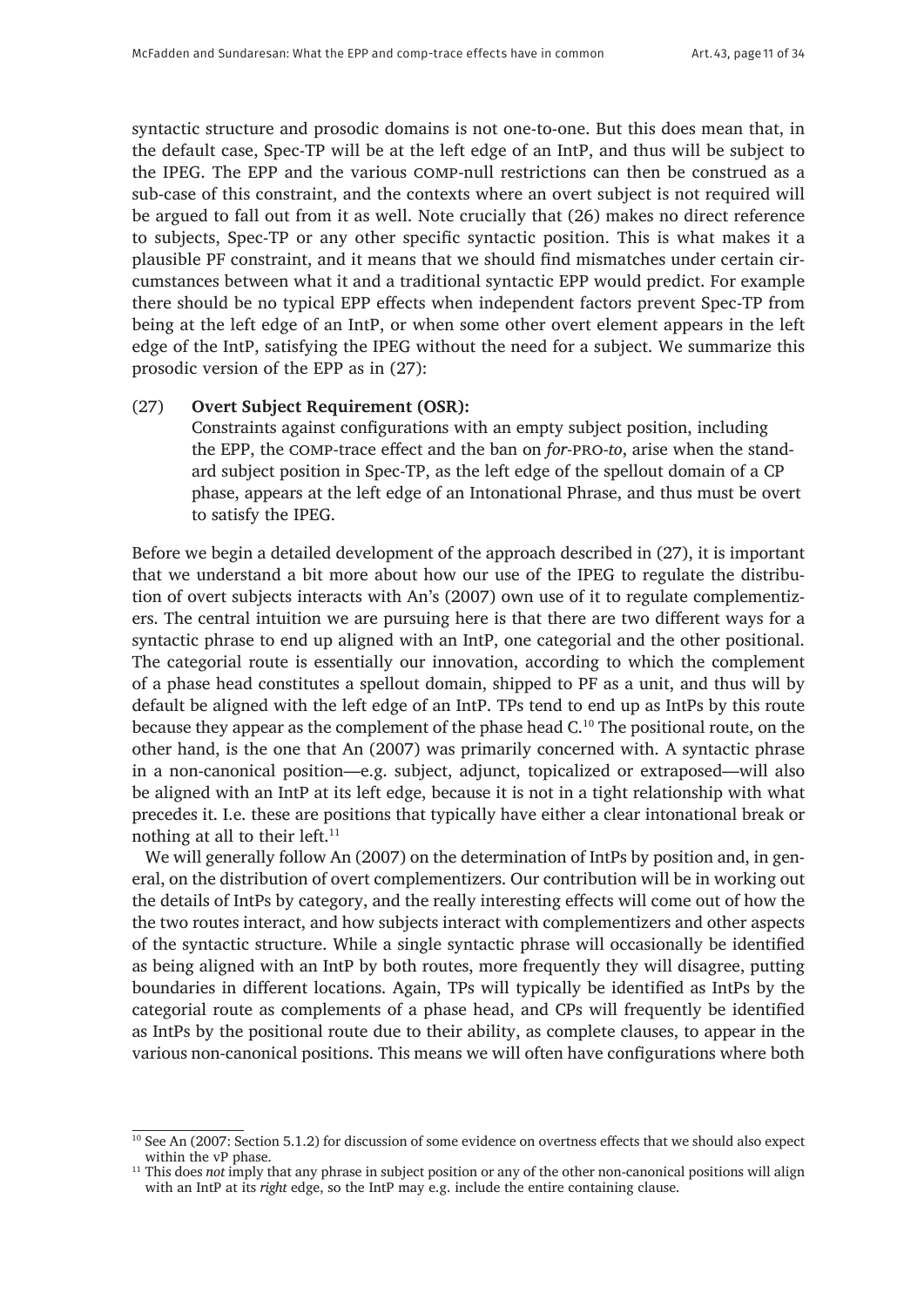syntactic structure and prosodic domains is not one-to-one. But this does mean that, in the default case, Spec-TP will be at the left edge of an IntP, and thus will be subject to the IPEG. The EPP and the various COMP-null restrictions can then be construed as a sub-case of this constraint, and the contexts where an overt subject is not required will be argued to fall out from it as well. Note crucially that (26) makes no direct reference to subjects, Spec-TP or any other specific syntactic position. This is what makes it a plausible PF constraint, and it means that we should find mismatches under certain circumstances between what it and a traditional syntactic EPP would predict. For example there should be no typical EPP effects when independent factors prevent Spec-TP from being at the left edge of an IntP, or when some other overt element appears in the left edge of the IntP, satisfying the IPEG without the need for a subject. We summarize this prosodic version of the EPP as in (27):

(27) **Overt Subject Requirement (OSR):**
Constraints against configurations with an empty subject position, including the EPP, the COMP-trace effect and the ban on *for*-PRO-*to*, arise when the standard subject position in Spec-TP, as the left edge of the spellout domain of a CP phase, appears at the left edge of an Intonational Phrase, and thus must be overt to satisfy the IPEG.

Before we begin a detailed development of the approach described in (27), it is important that we understand a bit more about how our use of the IPEG to regulate the distribution of overt subjects interacts with An's (2007) own use of it to regulate complementizers. The central intuition we are pursuing here is that there are two different ways for a syntactic phrase to end up aligned with an IntP, one categorial and the other positional. The categorial route is essentially our innovation, according to which the complement of a phase head constitutes a spellout domain, shipped to PF as a unit, and thus will by default be aligned with the left edge of an IntP. TPs tend to end up as IntPs by this route because they appear as the complement of the phase head C.[10] The positional route, on the other hand, is the one that An (2007) was primarily concerned with. A syntactic phrase in a non-canonical position—e.g. subject, adjunct, topicalized or extraposed—will also be aligned with an IntP at its left edge, because it is not in a tight relationship with what precedes it. I.e. these are positions that typically have either a clear intonational break or nothing at all to their left.[11]

We will generally follow An (2007) on the determination of IntPs by position and, in general, on the distribution of overt complementizers. Our contribution will be in working out the details of IntPs by category, and the really interesting effects will come out of how the the two routes interact, and how subjects interact with complementizers and other aspects of the syntactic structure. While a single syntactic phrase will occasionally be identified as being aligned with an IntP by both routes, more frequently they will disagree, putting boundaries in different locations. Again, TPs will typically be identified as IntPs by the categorial route as complements of a phase head, and CPs will frequently be identified as IntPs by the positional route due to their ability, as complete clauses, to appear in the various non-canonical positions. This means we will often have configurations where both

[10] See An (2007: Section 5.1.2) for discussion of some evidence on overtness effects that we should also expect within the vP phase.

[11] This does *not* imply that any phrase in subject position or any of the other non-canonical positions will align with an IntP at its *right* edge, so the IntP may e.g. include the entire containing clause.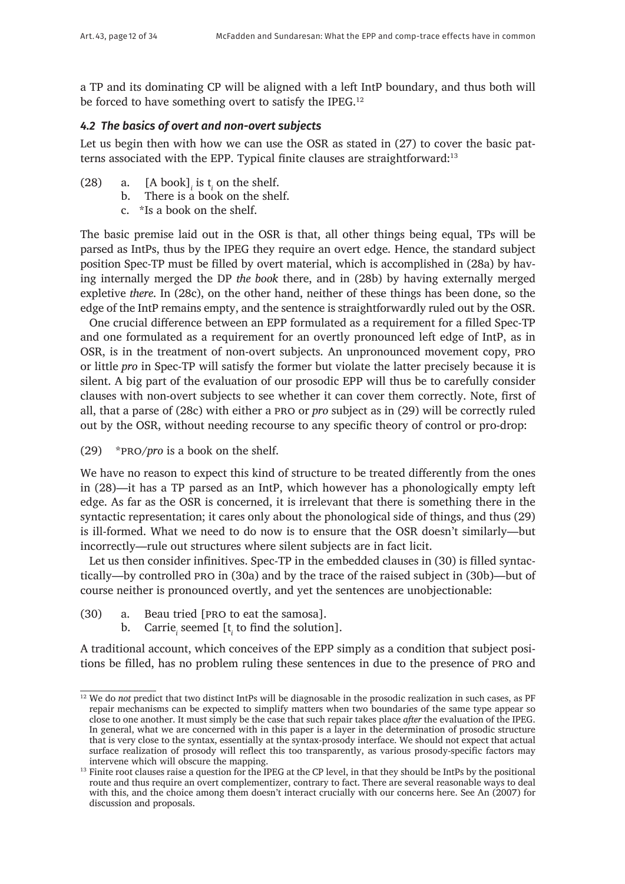a TP and its dominating CP will be aligned with a left IntP boundary, and thus both will be forced to have something overt to satisfy the IPEG.[12]

### *4.2 The basics of overt and non-overt subjects*

Let us begin then with how we can use the OSR as stated in (27) to cover the basic patterns associated with the EPP. Typical finite clauses are straightforward:[13]

(28) a. [A book]$_i$ is t$_i$ on the shelf.
 b. There is a book on the shelf.
 c. *Is a book on the shelf.

The basic premise laid out in the OSR is that, all other things being equal, TPs will be parsed as IntPs, thus by the IPEG they require an overt edge. Hence, the standard subject position Spec-TP must be filled by overt material, which is accomplished in (28a) by having internally merged the DP *the book* there, and in (28b) by having externally merged expletive *there*. In (28c), on the other hand, neither of these things has been done, so the edge of the IntP remains empty, and the sentence is straightforwardly ruled out by the OSR.

One crucial difference between an EPP formulated as a requirement for a filled Spec-TP and one formulated as a requirement for an overtly pronounced left edge of IntP, as in OSR, is in the treatment of non-overt subjects. An unpronounced movement copy, PRO or little *pro* in Spec-TP will satisfy the former but violate the latter precisely because it is silent. A big part of the evaluation of our prosodic EPP will thus be to carefully consider clauses with non-overt subjects to see whether it can cover them correctly. Note, first of all, that a parse of (28c) with either a PRO or *pro* subject as in (29) will be correctly ruled out by the OSR, without needing recourse to any specific theory of control or pro-drop:

(29) *PRO/*pro* is a book on the shelf.

We have no reason to expect this kind of structure to be treated differently from the ones in (28)—it has a TP parsed as an IntP, which however has a phonologically empty left edge. As far as the OSR is concerned, it is irrelevant that there is something there in the syntactic representation; it cares only about the phonological side of things, and thus (29) is ill-formed. What we need to do now is to ensure that the OSR doesn't similarly—but incorrectly—rule out structures where silent subjects are in fact licit.

Let us then consider infinitives. Spec-TP in the embedded clauses in (30) is filled syntactically—by controlled PRO in (30a) and by the trace of the raised subject in (30b)—but of course neither is pronounced overtly, and yet the sentences are unobjectionable:

(30) a. Beau tried [PRO to eat the samosa].
 b. Carrie$_i$ seemed [t$_i$ to find the solution].

A traditional account, which conceives of the EPP simply as a condition that subject positions be filled, has no problem ruling these sentences in due to the presence of PRO and

---

[12] We do *not* predict that two distinct IntPs will be diagnosable in the prosodic realization in such cases, as PF repair mechanisms can be expected to simplify matters when two boundaries of the same type appear so close to one another. It must simply be the case that such repair takes place *after* the evaluation of the IPEG. In general, what we are concerned with in this paper is a layer in the determination of prosodic structure that is very close to the syntax, essentially at the syntax-prosody interface. We should not expect that actual surface realization of prosody will reflect this too transparently, as various prosody-specific factors may intervene which will obscure the mapping.

[13] Finite root clauses raise a question for the IPEG at the CP level, in that they should be IntPs by the positional route and thus require an overt complementizer, contrary to fact. There are several reasonable ways to deal with this, and the choice among them doesn't interact crucially with our concerns here. See An (2007) for discussion and proposals.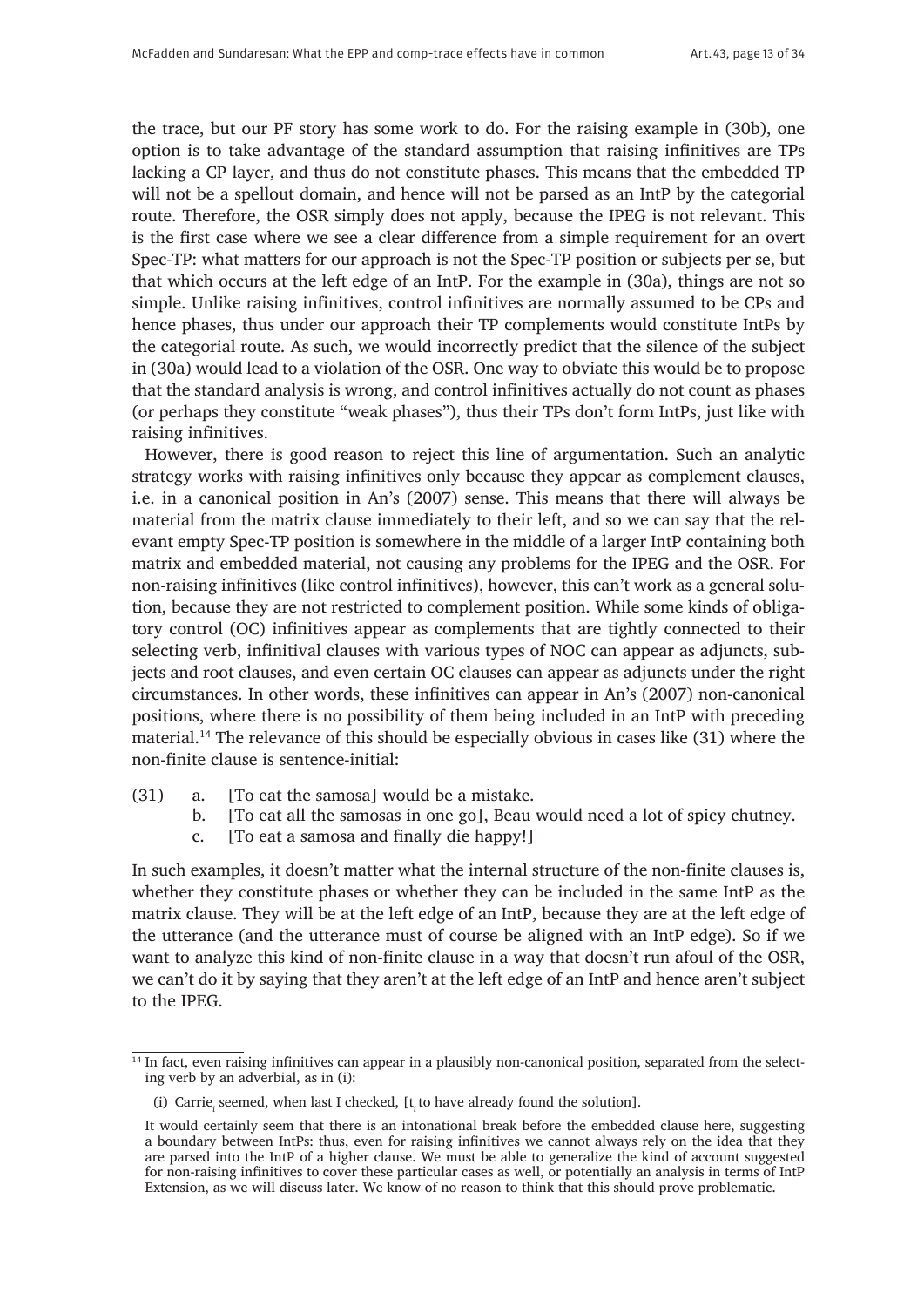the trace, but our PF story has some work to do. For the raising example in (30b), one option is to take advantage of the standard assumption that raising infinitives are TPs lacking a CP layer, and thus do not constitute phases. This means that the embedded TP will not be a spellout domain, and hence will not be parsed as an IntP by the categorial route. Therefore, the OSR simply does not apply, because the IPEG is not relevant. This is the first case where we see a clear difference from a simple requirement for an overt Spec-TP: what matters for our approach is not the Spec-TP position or subjects per se, but that which occurs at the left edge of an IntP. For the example in (30a), things are not so simple. Unlike raising infinitives, control infinitives are normally assumed to be CPs and hence phases, thus under our approach their TP complements would constitute IntPs by the categorial route. As such, we would incorrectly predict that the silence of the subject in (30a) would lead to a violation of the OSR. One way to obviate this would be to propose that the standard analysis is wrong, and control infinitives actually do not count as phases (or perhaps they constitute "weak phases"), thus their TPs don't form IntPs, just like with raising infinitives.

However, there is good reason to reject this line of argumentation. Such an analytic strategy works with raising infinitives only because they appear as complement clauses, i.e. in a canonical position in An's (2007) sense. This means that there will always be material from the matrix clause immediately to their left, and so we can say that the relevant empty Spec-TP position is somewhere in the middle of a larger IntP containing both matrix and embedded material, not causing any problems for the IPEG and the OSR. For non-raising infinitives (like control infinitives), however, this can't work as a general solution, because they are not restricted to complement position. While some kinds of obligatory control (OC) infinitives appear as complements that are tightly connected to their selecting verb, infinitival clauses with various types of NOC can appear as adjuncts, subjects and root clauses, and even certain OC clauses can appear as adjuncts under the right circumstances. In other words, these infinitives can appear in An's (2007) non-canonical positions, where there is no possibility of them being included in an IntP with preceding material.[14] The relevance of this should be especially obvious in cases like (31) where the non-finite clause is sentence-initial:

(31) a. [To eat the samosa] would be a mistake.
b. [To eat all the samosas in one go], Beau would need a lot of spicy chutney.
c. [To eat a samosa and finally die happy!]

In such examples, it doesn't matter what the internal structure of the non-finite clauses is, whether they constitute phases or whether they can be included in the same IntP as the matrix clause. They will be at the left edge of an IntP, because they are at the left edge of the utterance (and the utterance must of course be aligned with an IntP edge). So if we want to analyze this kind of non-finite clause in a way that doesn't run afoul of the OSR, we can't do it by saying that they aren't at the left edge of an IntP and hence aren't subject to the IPEG.

---

[14] In fact, even raising infinitives can appear in a plausibly non-canonical position, separated from the selecting verb by an adverbial, as in (i):

(i) Carrie$_i$ seemed, when last I checked, [t$_i$ to have already found the solution].

It would certainly seem that there is an intonational break before the embedded clause here, suggesting a boundary between IntPs: thus, even for raising infinitives we cannot always rely on the idea that they are parsed into the IntP of a higher clause. We must be able to generalize the kind of account suggested for non-raising infinitives to cover these particular cases as well, or potentially an analysis in terms of IntP Extension, as we will discuss later. We know of no reason to think that this should prove problematic.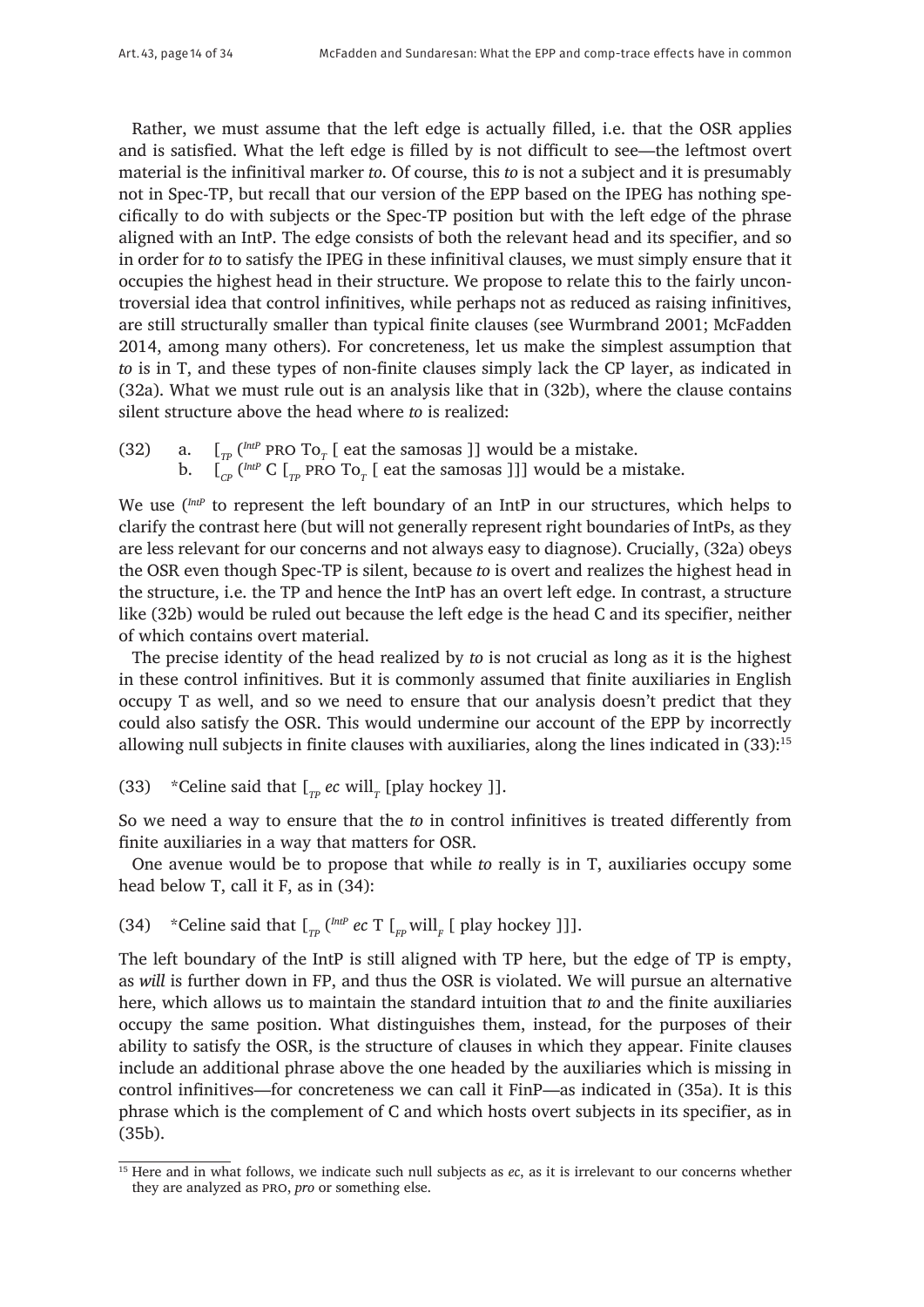Rather, we must assume that the left edge is actually filled, i.e. that the OSR applies and is satisfied. What the left edge is filled by is not difficult to see—the leftmost overt material is the infinitival marker *to*. Of course, this *to* is not a subject and it is presumably not in Spec-TP, but recall that our version of the EPP based on the IPEG has nothing specifically to do with subjects or the Spec-TP position but with the left edge of the phrase aligned with an IntP. The edge consists of both the relevant head and its specifier, and so in order for *to* to satisfy the IPEG in these infinitival clauses, we must simply ensure that it occupies the highest head in their structure. We propose to relate this to the fairly uncontroversial idea that control infinitives, while perhaps not as reduced as raising infinitives, are still structurally smaller than typical finite clauses (see Wurmbrand 2001; McFadden 2014, among many others). For concreteness, let us make the simplest assumption that *to* is in T, and these types of non-finite clauses simply lack the CP layer, as indicated in (32a). What we must rule out is an analysis like that in (32b), where the clause contains silent structure above the head where *to* is realized:

(32) a. [$_{TP}$ ($^{IntP}$ PRO To$_{T}$ [ eat the samosas ]] would be a mistake.
     b. [$_{CP}$ ($^{IntP}$ C [$_{TP}$ PRO To$_{T}$ [ eat the samosas ]]] would be a mistake.

We use ($^{IntP}$ to represent the left boundary of an IntP in our structures, which helps to clarify the contrast here (but will not generally represent right boundaries of IntPs, as they are less relevant for our concerns and not always easy to diagnose). Crucially, (32a) obeys the OSR even though Spec-TP is silent, because *to* is overt and realizes the highest head in the structure, i.e. the TP and hence the IntP has an overt left edge. In contrast, a structure like (32b) would be ruled out because the left edge is the head C and its specifier, neither of which contains overt material.

The precise identity of the head realized by *to* is not crucial as long as it is the highest in these control infinitives. But it is commonly assumed that finite auxiliaries in English occupy T as well, and so we need to ensure that our analysis doesn't predict that they could also satisfy the OSR. This would undermine our account of the EPP by incorrectly allowing null subjects in finite clauses with auxiliaries, along the lines indicated in (33):[15]

(33) *Celine said that [$_{TP}$ *ec* will$_{T}$ [play hockey ]].

So we need a way to ensure that the *to* in control infinitives is treated differently from finite auxiliaries in a way that matters for OSR.

One avenue would be to propose that while *to* really is in T, auxiliaries occupy some head below T, call it F, as in (34):

(34) *Celine said that [$_{TP}$ ($^{IntP}$ *ec* T [$_{FP}$ will$_{F}$ [ play hockey ]]].

The left boundary of the IntP is still aligned with TP here, but the edge of TP is empty, as *will* is further down in FP, and thus the OSR is violated. We will pursue an alternative here, which allows us to maintain the standard intuition that *to* and the finite auxiliaries occupy the same position. What distinguishes them, instead, for the purposes of their ability to satisfy the OSR, is the structure of clauses in which they appear. Finite clauses include an additional phrase above the one headed by the auxiliaries which is missing in control infinitives—for concreteness we can call it FinP—as indicated in (35a). It is this phrase which is the complement of C and which hosts overt subjects in its specifier, as in (35b).

[15] Here and in what follows, we indicate such null subjects as *ec*, as it is irrelevant to our concerns whether they are analyzed as PRO, *pro* or something else.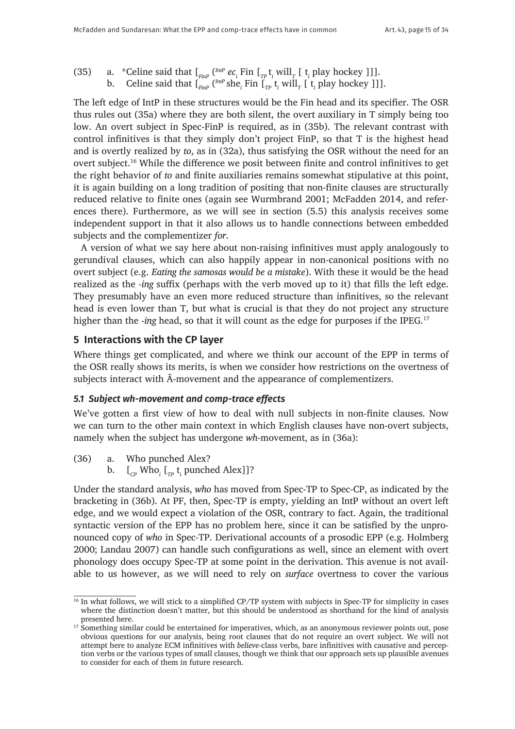(35) a. *Celine said that [$_{FinP}$ ($^{IntP}$ *ec*$_i$ Fin [$_{TP}$ t$_i$ will$_T$ [ t$_i$ play hockey ]]].
b. Celine said that [$_{FinP}$ ($^{IntP}$ she$_i$ Fin [$_{TP}$ t$_i$ will$_T$ [ t$_i$ play hockey ]]].

The left edge of IntP in these structures would be the Fin head and its specifier. The OSR thus rules out (35a) where they are both silent, the overt auxiliary in T simply being too low. An overt subject in Spec-FinP is required, as in (35b). The relevant contrast with control infinitives is that they simply don't project FinP, so that T is the highest head and is overtly realized by *to*, as in (32a), thus satisfying the OSR without the need for an overt subject.[16] While the difference we posit between finite and control infinitives to get the right behavior of *to* and finite auxiliaries remains somewhat stipulative at this point, it is again building on a long tradition of positing that non-finite clauses are structurally reduced relative to finite ones (again see Wurmbrand 2001; McFadden 2014, and references there). Furthermore, as we will see in section (5.5) this analysis receives some independent support in that it also allows us to handle connections between embedded subjects and the complementizer *for*.

A version of what we say here about non-raising infinitives must apply analogously to gerundival clauses, which can also happily appear in non-canonical positions with no overt subject (e.g. *Eating the samosas would be a mistake*). With these it would be the head realized as the *-ing* suffix (perhaps with the verb moved up to it) that fills the left edge. They presumably have an even more reduced structure than infinitives, so the relevant head is even lower than T, but what is crucial is that they do not project any structure higher than the *-ing* head, so that it will count as the edge for purposes if the IPEG.[17]

## 5 Interactions with the CP layer

Where things get complicated, and where we think our account of the EPP in terms of the OSR really shows its merits, is when we consider how restrictions on the overtness of subjects interact with Ā-movement and the appearance of complementizers.

### *5.1 Subject wh-movement and comp-trace effects*

We've gotten a first view of how to deal with null subjects in non-finite clauses. Now we can turn to the other main context in which English clauses have non-overt subjects, namely when the subject has undergone *wh*-movement, as in (36a):

(36) a. Who punched Alex?
b. [$_{CP}$ Who$_i$ [$_{TP}$ t$_i$ punched Alex]]?

Under the standard analysis, *who* has moved from Spec-TP to Spec-CP, as indicated by the bracketing in (36b). At PF, then, Spec-TP is empty, yielding an IntP without an overt left edge, and we would expect a violation of the OSR, contrary to fact. Again, the traditional syntactic version of the EPP has no problem here, since it can be satisfied by the unpronounced copy of *who* in Spec-TP. Derivational accounts of a prosodic EPP (e.g. Holmberg 2000; Landau 2007) can handle such configurations as well, since an element with overt phonology does occupy Spec-TP at some point in the derivation. This avenue is not available to us however, as we will need to rely on *surface* overtness to cover the various

[16] In what follows, we will stick to a simplified CP/TP system with subjects in Spec-TP for simplicity in cases where the distinction doesn't matter, but this should be understood as shorthand for the kind of analysis presented here.

[17] Something similar could be entertained for imperatives, which, as an anonymous reviewer points out, pose obvious questions for our analysis, being root clauses that do not require an overt subject. We will not attempt here to analyze ECM infinitives with *believe*-class verbs, bare infinitives with causative and perception verbs or the various types of small clauses, though we think that our approach sets up plausible avenues to consider for each of them in future research.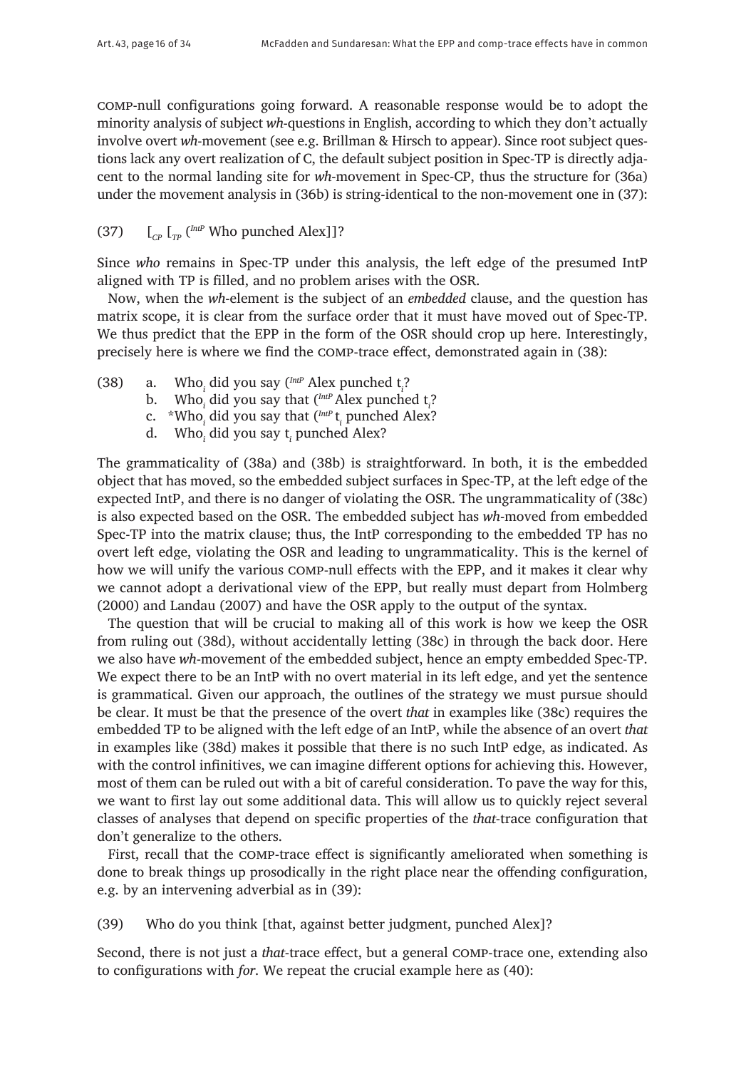COMP-null configurations going forward. A reasonable response would be to adopt the minority analysis of subject *wh*-questions in English, according to which they don't actually involve overt *wh*-movement (see e.g. Brillman & Hirsch to appear). Since root subject questions lack any overt realization of C, the default subject position in Spec-TP is directly adjacent to the normal landing site for *wh*-movement in Spec-CP, thus the structure for (36a) under the movement analysis in (36b) is string-identical to the non-movement one in (37):

(37) $[_{CP}$ $[_{TP}$ $(^{IntP}$ Who punched Alex]]?

Since *who* remains in Spec-TP under this analysis, the left edge of the presumed IntP aligned with TP is filled, and no problem arises with the OSR.

Now, when the *wh*-element is the subject of an *embedded* clause, and the question has matrix scope, it is clear from the surface order that it must have moved out of Spec-TP. We thus predict that the EPP in the form of the OSR should crop up here. Interestingly, precisely here is where we find the COMP-trace effect, demonstrated again in (38):

(38) a. Who$_i$ did you say $(^{IntP}$ Alex punched t$_i$?
  b. Who$_i$ did you say that $(^{IntP}$ Alex punched t$_i$?
  c. *Who$_i$ did you say that $(^{IntP}$ t$_i$ punched Alex?
  d. Who$_i$ did you say t$_i$ punched Alex?

The grammaticality of (38a) and (38b) is straightforward. In both, it is the embedded object that has moved, so the embedded subject surfaces in Spec-TP, at the left edge of the expected IntP, and there is no danger of violating the OSR. The ungrammaticality of (38c) is also expected based on the OSR. The embedded subject has *wh*-moved from embedded Spec-TP into the matrix clause; thus, the IntP corresponding to the embedded TP has no overt left edge, violating the OSR and leading to ungrammaticality. This is the kernel of how we will unify the various COMP-null effects with the EPP, and it makes it clear why we cannot adopt a derivational view of the EPP, but really must depart from Holmberg (2000) and Landau (2007) and have the OSR apply to the output of the syntax.

The question that will be crucial to making all of this work is how we keep the OSR from ruling out (38d), without accidentally letting (38c) in through the back door. Here we also have *wh*-movement of the embedded subject, hence an empty embedded Spec-TP. We expect there to be an IntP with no overt material in its left edge, and yet the sentence is grammatical. Given our approach, the outlines of the strategy we must pursue should be clear. It must be that the presence of the overt *that* in examples like (38c) requires the embedded TP to be aligned with the left edge of an IntP, while the absence of an overt *that* in examples like (38d) makes it possible that there is no such IntP edge, as indicated. As with the control infinitives, we can imagine different options for achieving this. However, most of them can be ruled out with a bit of careful consideration. To pave the way for this, we want to first lay out some additional data. This will allow us to quickly reject several classes of analyses that depend on specific properties of the *that*-trace configuration that don't generalize to the others.

First, recall that the COMP-trace effect is significantly ameliorated when something is done to break things up prosodically in the right place near the offending configuration, e.g. by an intervening adverbial as in (39):

(39) Who do you think [that, against better judgment, punched Alex]?

Second, there is not just a *that*-trace effect, but a general COMP-trace one, extending also to configurations with *for*. We repeat the crucial example here as (40):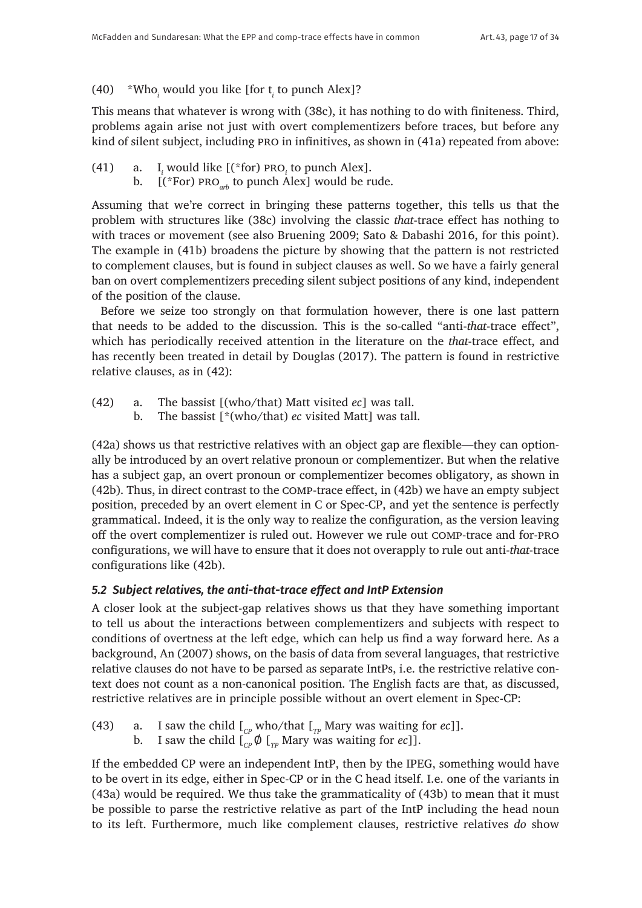(40) *Who$_i$ would you like [for t$_i$ to punch Alex]?

This means that whatever is wrong with (38c), it has nothing to do with finiteness. Third, problems again arise not just with overt complementizers before traces, but before any kind of silent subject, including PRO in infinitives, as shown in (41a) repeated from above:

(41) a. I$_i$ would like [(*for) PRO$_i$ to punch Alex].
     b. [(*For) PRO$_{arb}$ to punch Alex] would be rude.

Assuming that we're correct in bringing these patterns together, this tells us that the problem with structures like (38c) involving the classic *that*-trace effect has nothing to with traces or movement (see also Bruening 2009; Sato & Dabashi 2016, for this point). The example in (41b) broadens the picture by showing that the pattern is not restricted to complement clauses, but is found in subject clauses as well. So we have a fairly general ban on overt complementizers preceding silent subject positions of any kind, independent of the position of the clause.

Before we seize too strongly on that formulation however, there is one last pattern that needs to be added to the discussion. This is the so-called "anti-*that*-trace effect", which has periodically received attention in the literature on the *that*-trace effect, and has recently been treated in detail by Douglas (2017). The pattern is found in restrictive relative clauses, as in (42):

(42) a. The bassist [(who/that) Matt visited *ec*] was tall.
     b. The bassist [*(who/that) *ec* visited Matt] was tall.

(42a) shows us that restrictive relatives with an object gap are flexible—they can optionally be introduced by an overt relative pronoun or complementizer. But when the relative has a subject gap, an overt pronoun or complementizer becomes obligatory, as shown in (42b). Thus, in direct contrast to the COMP-trace effect, in (42b) we have an empty subject position, preceded by an overt element in C or Spec-CP, and yet the sentence is perfectly grammatical. Indeed, it is the only way to realize the configuration, as the version leaving off the overt complementizer is ruled out. However we rule out COMP-trace and for-PRO configurations, we will have to ensure that it does not overapply to rule out anti-*that*-trace configurations like (42b).

### *5.2 Subject relatives, the anti-that-trace effect and IntP Extension*

A closer look at the subject-gap relatives shows us that they have something important to tell us about the interactions between complementizers and subjects with respect to conditions of overtness at the left edge, which can help us find a way forward here. As a background, An (2007) shows, on the basis of data from several languages, that restrictive relative clauses do not have to be parsed as separate IntPs, i.e. the restrictive relative context does not count as a non-canonical position. The English facts are that, as discussed, restrictive relatives are in principle possible without an overt element in Spec-CP:

(43) a. I saw the child [$_{CP}$ who/that [$_{TP}$ Mary was waiting for *ec*]].
     b. I saw the child [$_{CP}$ ∅ [$_{TP}$ Mary was waiting for *ec*]].

If the embedded CP were an independent IntP, then by the IPEG, something would have to be overt in its edge, either in Spec-CP or in the C head itself. I.e. one of the variants in (43a) would be required. We thus take the grammaticality of (43b) to mean that it must be possible to parse the restrictive relative as part of the IntP including the head noun to its left. Furthermore, much like complement clauses, restrictive relatives *do* show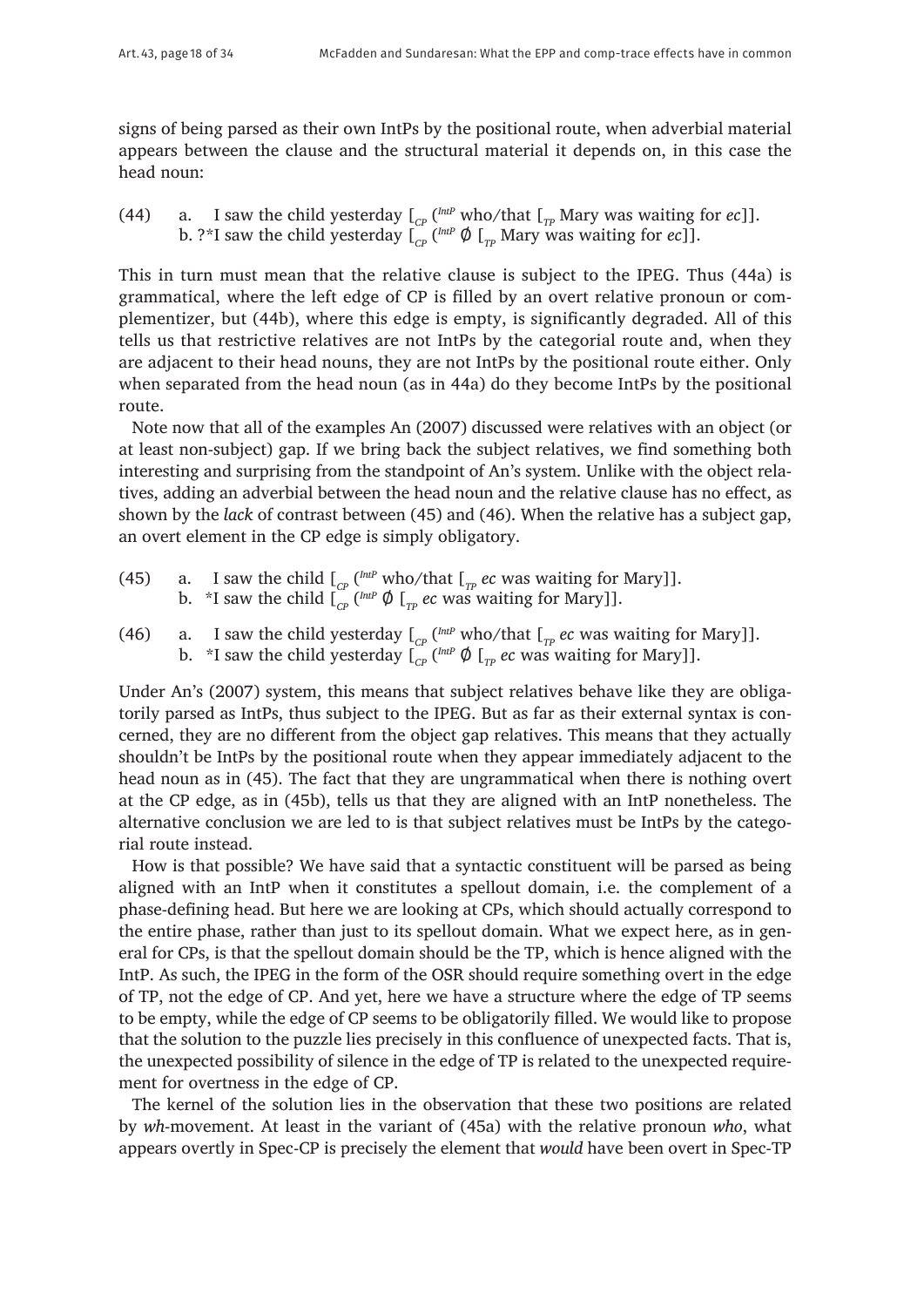signs of being parsed as their own IntPs by the positional route, when adverbial material appears between the clause and the structural material it depends on, in this case the head noun:

(44) a. I saw the child yesterday [$_{CP}$ ($^{IntP}$ who/that [$_{TP}$ Mary was waiting for *ec*]].
b. ?*I saw the child yesterday [$_{CP}$ ($^{IntP}$ ∅ [$_{TP}$ Mary was waiting for *ec*]].

This in turn must mean that the relative clause is subject to the IPEG. Thus (44a) is grammatical, where the left edge of CP is filled by an overt relative pronoun or complementizer, but (44b), where this edge is empty, is significantly degraded. All of this tells us that restrictive relatives are not IntPs by the categorial route and, when they are adjacent to their head nouns, they are not IntPs by the positional route either. Only when separated from the head noun (as in 44a) do they become IntPs by the positional route.

Note now that all of the examples An (2007) discussed were relatives with an object (or at least non-subject) gap. If we bring back the subject relatives, we find something both interesting and surprising from the standpoint of An's system. Unlike with the object relatives, adding an adverbial between the head noun and the relative clause has no effect, as shown by the *lack* of contrast between (45) and (46). When the relative has a subject gap, an overt element in the CP edge is simply obligatory.

(45) a. I saw the child [$_{CP}$ ($^{IntP}$ who/that [$_{TP}$ *ec* was waiting for Mary]].
b. *I saw the child [$_{CP}$ ($^{IntP}$ ∅ [$_{TP}$ *ec* was waiting for Mary]].

(46) a. I saw the child yesterday [$_{CP}$ ($^{IntP}$ who/that [$_{TP}$ *ec* was waiting for Mary]].
b. *I saw the child yesterday [$_{CP}$ ($^{IntP}$ ∅ [$_{TP}$ *ec* was waiting for Mary]].

Under An's (2007) system, this means that subject relatives behave like they are obligatorily parsed as IntPs, thus subject to the IPEG. But as far as their external syntax is concerned, they are no different from the object gap relatives. This means that they actually shouldn't be IntPs by the positional route when they appear immediately adjacent to the head noun as in (45). The fact that they are ungrammatical when there is nothing overt at the CP edge, as in (45b), tells us that they are aligned with an IntP nonetheless. The alternative conclusion we are led to is that subject relatives must be IntPs by the categorial route instead.

How is that possible? We have said that a syntactic constituent will be parsed as being aligned with an IntP when it constitutes a spellout domain, i.e. the complement of a phase-defining head. But here we are looking at CPs, which should actually correspond to the entire phase, rather than just to its spellout domain. What we expect here, as in general for CPs, is that the spellout domain should be the TP, which is hence aligned with the IntP. As such, the IPEG in the form of the OSR should require something overt in the edge of TP, not the edge of CP. And yet, here we have a structure where the edge of TP seems to be empty, while the edge of CP seems to be obligatorily filled. We would like to propose that the solution to the puzzle lies precisely in this confluence of unexpected facts. That is, the unexpected possibility of silence in the edge of TP is related to the unexpected requirement for overtness in the edge of CP.

The kernel of the solution lies in the observation that these two positions are related by *wh*-movement. At least in the variant of (45a) with the relative pronoun *who*, what appears overtly in Spec-CP is precisely the element that *would* have been overt in Spec-TP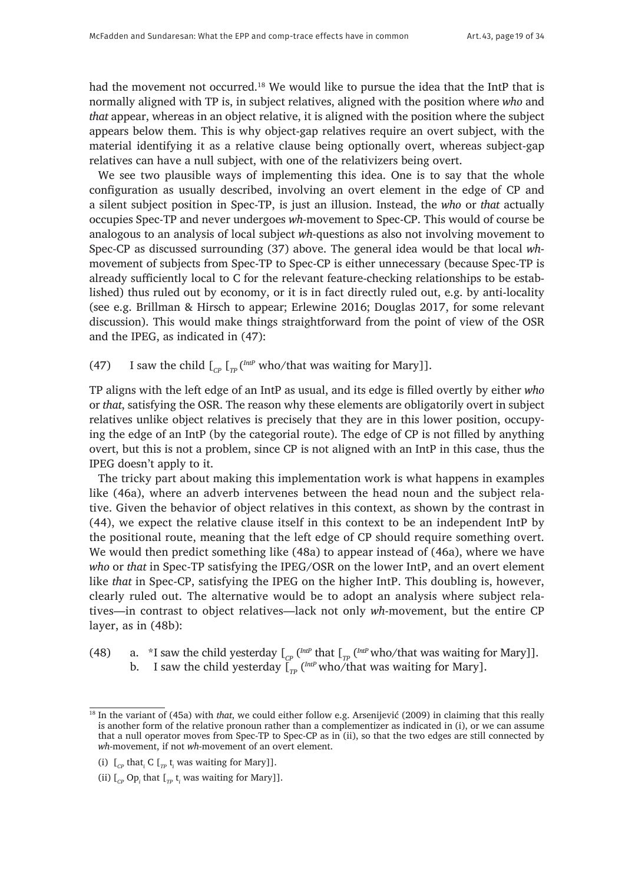had the movement not occurred.[18] We would like to pursue the idea that the IntP that is normally aligned with TP is, in subject relatives, aligned with the position where *who* and *that* appear, whereas in an object relative, it is aligned with the position where the subject appears below them. This is why object-gap relatives require an overt subject, with the material identifying it as a relative clause being optionally overt, whereas subject-gap relatives can have a null subject, with one of the relativizers being overt.

We see two plausible ways of implementing this idea. One is to say that the whole configuration as usually described, involving an overt element in the edge of CP and a silent subject position in Spec-TP, is just an illusion. Instead, the *who* or *that* actually occupies Spec-TP and never undergoes *wh*-movement to Spec-CP. This would of course be analogous to an analysis of local subject *wh*-questions as also not involving movement to Spec-CP as discussed surrounding (37) above. The general idea would be that local *wh*-movement of subjects from Spec-TP to Spec-CP is either unnecessary (because Spec-TP is already sufficiently local to C for the relevant feature-checking relationships to be established) thus ruled out by economy, or it is in fact directly ruled out, e.g. by anti-locality (see e.g. Brillman & Hirsch to appear; Erlewine 2016; Douglas 2017, for some relevant discussion). This would make things straightforward from the point of view of the OSR and the IPEG, as indicated in (47):

(47) I saw the child [$_{CP}$ [$_{TP}$ ($^{IntP}$ who/that was waiting for Mary]].

TP aligns with the left edge of an IntP as usual, and its edge is filled overtly by either *who* or *that*, satisfying the OSR. The reason why these elements are obligatorily overt in subject relatives unlike object relatives is precisely that they are in this lower position, occupying the edge of an IntP (by the categorial route). The edge of CP is not filled by anything overt, but this is not a problem, since CP is not aligned with an IntP in this case, thus the IPEG doesn't apply to it.

The tricky part about making this implementation work is what happens in examples like (46a), where an adverb intervenes between the head noun and the subject relative. Given the behavior of object relatives in this context, as shown by the contrast in (44), we expect the relative clause itself in this context to be an independent IntP by the positional route, meaning that the left edge of CP should require something overt. We would then predict something like (48a) to appear instead of (46a), where we have *who* or *that* in Spec-TP satisfying the IPEG/OSR on the lower IntP, and an overt element like *that* in Spec-CP, satisfying the IPEG on the higher IntP. This doubling is, however, clearly ruled out. The alternative would be to adopt an analysis where subject relatives—in contrast to object relatives—lack not only *wh*-movement, but the entire CP layer, as in (48b):

(48) a. *I saw the child yesterday [$_{CP}$ ($^{IntP}$ that [$_{TP}$ ($^{IntP}$ who/that was waiting for Mary]].
b. I saw the child yesterday [$_{TP}$ ($^{IntP}$ who/that was waiting for Mary].

[18] In the variant of (45a) with *that*, we could either follow e.g. Arsenijević (2009) in claiming that this really is another form of the relative pronoun rather than a complementizer as indicated in (i), or we can assume that a null operator moves from Spec-TP to Spec-CP as in (ii), so that the two edges are still connected by *wh*-movement, if not *wh*-movement of an overt element.

(i) [$_{CP}$ that$_i$ C [$_{TP}$ t$_i$ was waiting for Mary]].

(ii) [$_{CP}$ Op$_i$ that [$_{TP}$ t$_i$ was waiting for Mary]].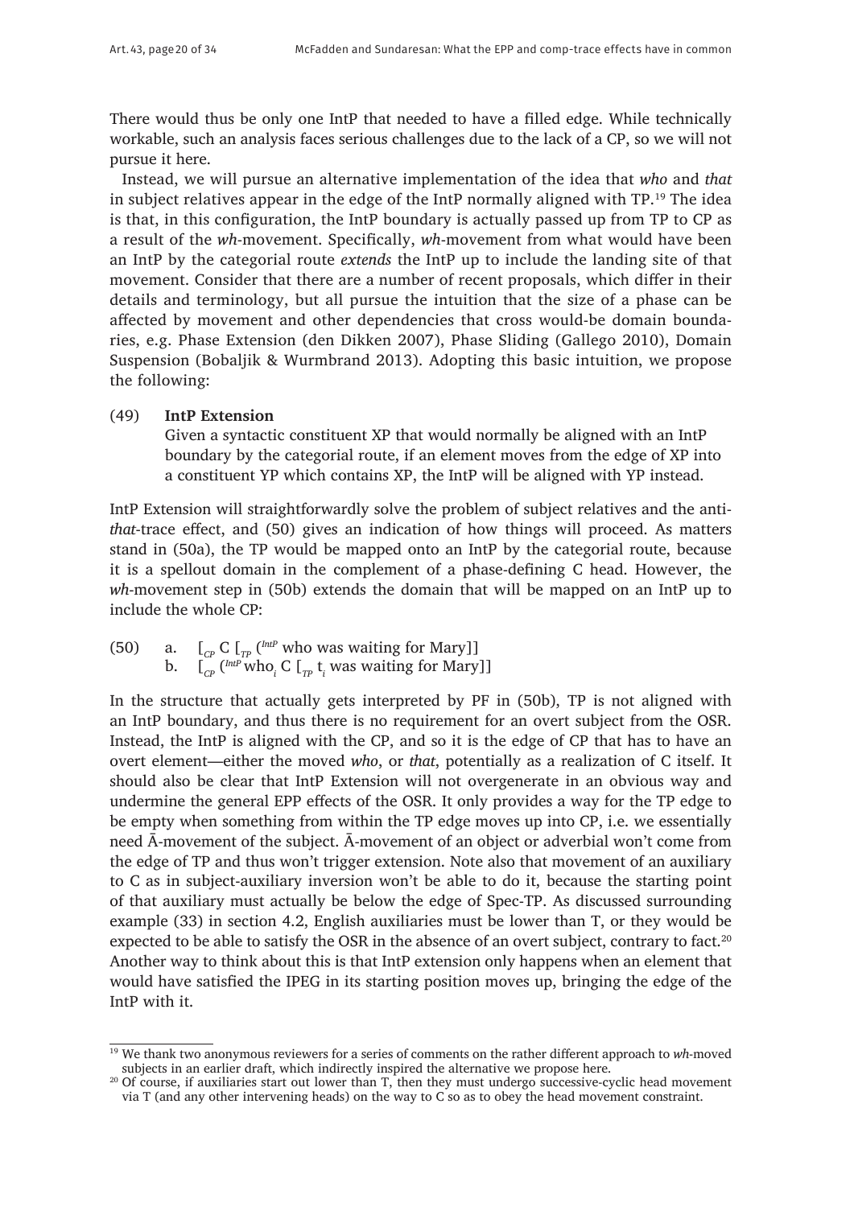There would thus be only one IntP that needed to have a filled edge. While technically workable, such an analysis faces serious challenges due to the lack of a CP, so we will not pursue it here.

Instead, we will pursue an alternative implementation of the idea that *who* and *that* in subject relatives appear in the edge of the IntP normally aligned with TP.[19] The idea is that, in this configuration, the IntP boundary is actually passed up from TP to CP as a result of the *wh*-movement. Specifically, *wh*-movement from what would have been an IntP by the categorial route *extends* the IntP up to include the landing site of that movement. Consider that there are a number of recent proposals, which differ in their details and terminology, but all pursue the intuition that the size of a phase can be affected by movement and other dependencies that cross would-be domain boundaries, e.g. Phase Extension (den Dikken 2007), Phase Sliding (Gallego 2010), Domain Suspension (Bobaljik & Wurmbrand 2013). Adopting this basic intuition, we propose the following:

(49) **IntP Extension**
Given a syntactic constituent XP that would normally be aligned with an IntP boundary by the categorial route, if an element moves from the edge of XP into a constituent YP which contains XP, the IntP will be aligned with YP instead.

IntP Extension will straightforwardly solve the problem of subject relatives and the anti-*that*-trace effect, and (50) gives an indication of how things will proceed. As matters stand in (50a), the TP would be mapped onto an IntP by the categorial route, because it is a spellout domain in the complement of a phase-defining C head. However, the *wh*-movement step in (50b) extends the domain that will be mapped on an IntP up to include the whole CP:

(50) a. $[_{CP}$ C $[_{TP}$ $(^{IntP}$ who was waiting for Mary]]
b. $[_{CP}$ $(^{IntP}$ who$_i$ C $[_{TP}$ t$_i$ was waiting for Mary]]

In the structure that actually gets interpreted by PF in (50b), TP is not aligned with an IntP boundary, and thus there is no requirement for an overt subject from the OSR. Instead, the IntP is aligned with the CP, and so it is the edge of CP that has to have an overt element—either the moved *who*, or *that*, potentially as a realization of C itself. It should also be clear that IntP Extension will not overgenerate in an obvious way and undermine the general EPP effects of the OSR. It only provides a way for the TP edge to be empty when something from within the TP edge moves up into CP, i.e. we essentially need Ā-movement of the subject. Ā-movement of an object or adverbial won't come from the edge of TP and thus won't trigger extension. Note also that movement of an auxiliary to C as in subject-auxiliary inversion won't be able to do it, because the starting point of that auxiliary must actually be below the edge of Spec-TP. As discussed surrounding example (33) in section 4.2, English auxiliaries must be lower than T, or they would be expected to be able to satisfy the OSR in the absence of an overt subject, contrary to fact.[20] Another way to think about this is that IntP extension only happens when an element that would have satisfied the IPEG in its starting position moves up, bringing the edge of the IntP with it.

[19] We thank two anonymous reviewers for a series of comments on the rather different approach to *wh*-moved subjects in an earlier draft, which indirectly inspired the alternative we propose here.

[20] Of course, if auxiliaries start out lower than T, then they must undergo successive-cyclic head movement via T (and any other intervening heads) on the way to C so as to obey the head movement constraint.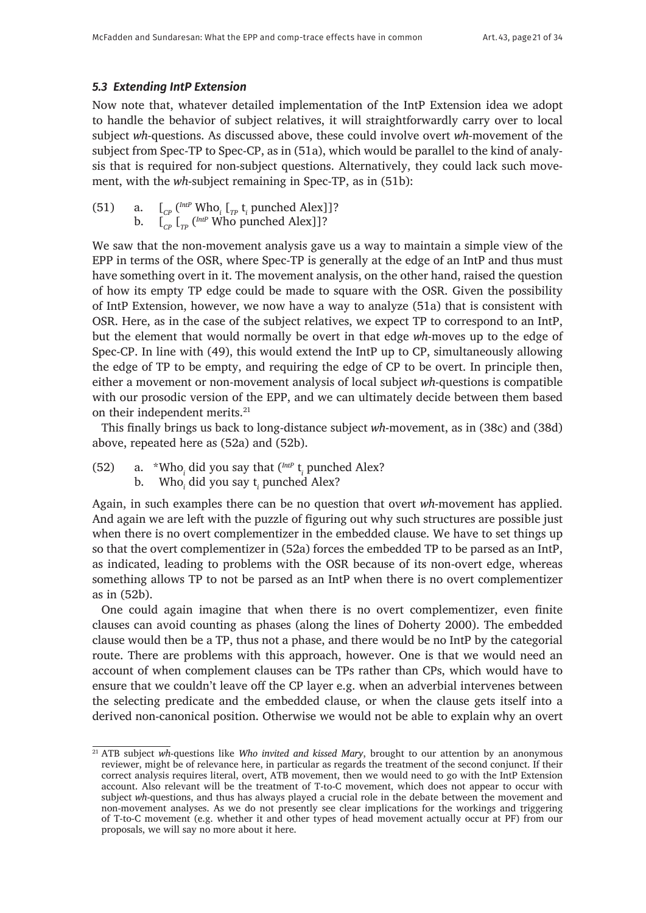### *5.3 Extending IntP Extension*

Now note that, whatever detailed implementation of the IntP Extension idea we adopt to handle the behavior of subject relatives, it will straightforwardly carry over to local subject *wh*-questions. As discussed above, these could involve overt *wh*-movement of the subject from Spec-TP to Spec-CP, as in (51a), which would be parallel to the kind of analysis that is required for non-subject questions. Alternatively, they could lack such movement, with the *wh*-subject remaining in Spec-TP, as in (51b):

(51) a. $[_{CP}$ $(^{IntP}$ Who$_i$ $[_{TP}$ t$_i$ punched Alex]]?
 b. $[_{CP}$ $[_{TP}$ $(^{IntP}$ Who punched Alex]]?

We saw that the non-movement analysis gave us a way to maintain a simple view of the EPP in terms of the OSR, where Spec-TP is generally at the edge of an IntP and thus must have something overt in it. The movement analysis, on the other hand, raised the question of how its empty TP edge could be made to square with the OSR. Given the possibility of IntP Extension, however, we now have a way to analyze (51a) that is consistent with OSR. Here, as in the case of the subject relatives, we expect TP to correspond to an IntP, but the element that would normally be overt in that edge *wh*-moves up to the edge of Spec-CP. In line with (49), this would extend the IntP up to CP, simultaneously allowing the edge of TP to be empty, and requiring the edge of CP to be overt. In principle then, either a movement or non-movement analysis of local subject *wh*-questions is compatible with our prosodic version of the EPP, and we can ultimately decide between them based on their independent merits.[21]

This finally brings us back to long-distance subject *wh*-movement, as in (38c) and (38d) above, repeated here as (52a) and (52b).

(52) a. *Who$_i$ did you say that $(^{IntP}$ t$_i$ punched Alex?
 b. Who$_i$ did you say t$_i$ punched Alex?

Again, in such examples there can be no question that overt *wh*-movement has applied. And again we are left with the puzzle of figuring out why such structures are possible just when there is no overt complementizer in the embedded clause. We have to set things up so that the overt complementizer in (52a) forces the embedded TP to be parsed as an IntP, as indicated, leading to problems with the OSR because of its non-overt edge, whereas something allows TP to not be parsed as an IntP when there is no overt complementizer as in (52b).

One could again imagine that when there is no overt complementizer, even finite clauses can avoid counting as phases (along the lines of Doherty 2000). The embedded clause would then be a TP, thus not a phase, and there would be no IntP by the categorial route. There are problems with this approach, however. One is that we would need an account of when complement clauses can be TPs rather than CPs, which would have to ensure that we couldn't leave off the CP layer e.g. when an adverbial intervenes between the selecting predicate and the embedded clause, or when the clause gets itself into a derived non-canonical position. Otherwise we would not be able to explain why an overt

---

[21] ATB subject *wh*-questions like *Who invited and kissed Mary*, brought to our attention by an anonymous reviewer, might be of relevance here, in particular as regards the treatment of the second conjunct. If their correct analysis requires literal, overt, ATB movement, then we would need to go with the IntP Extension account. Also relevant will be the treatment of T-to-C movement, which does not appear to occur with subject *wh*-questions, and thus has always played a crucial role in the debate between the movement and non-movement analyses. As we do not presently see clear implications for the workings and triggering of T-to-C movement (e.g. whether it and other types of head movement actually occur at PF) from our proposals, we will say no more about it here.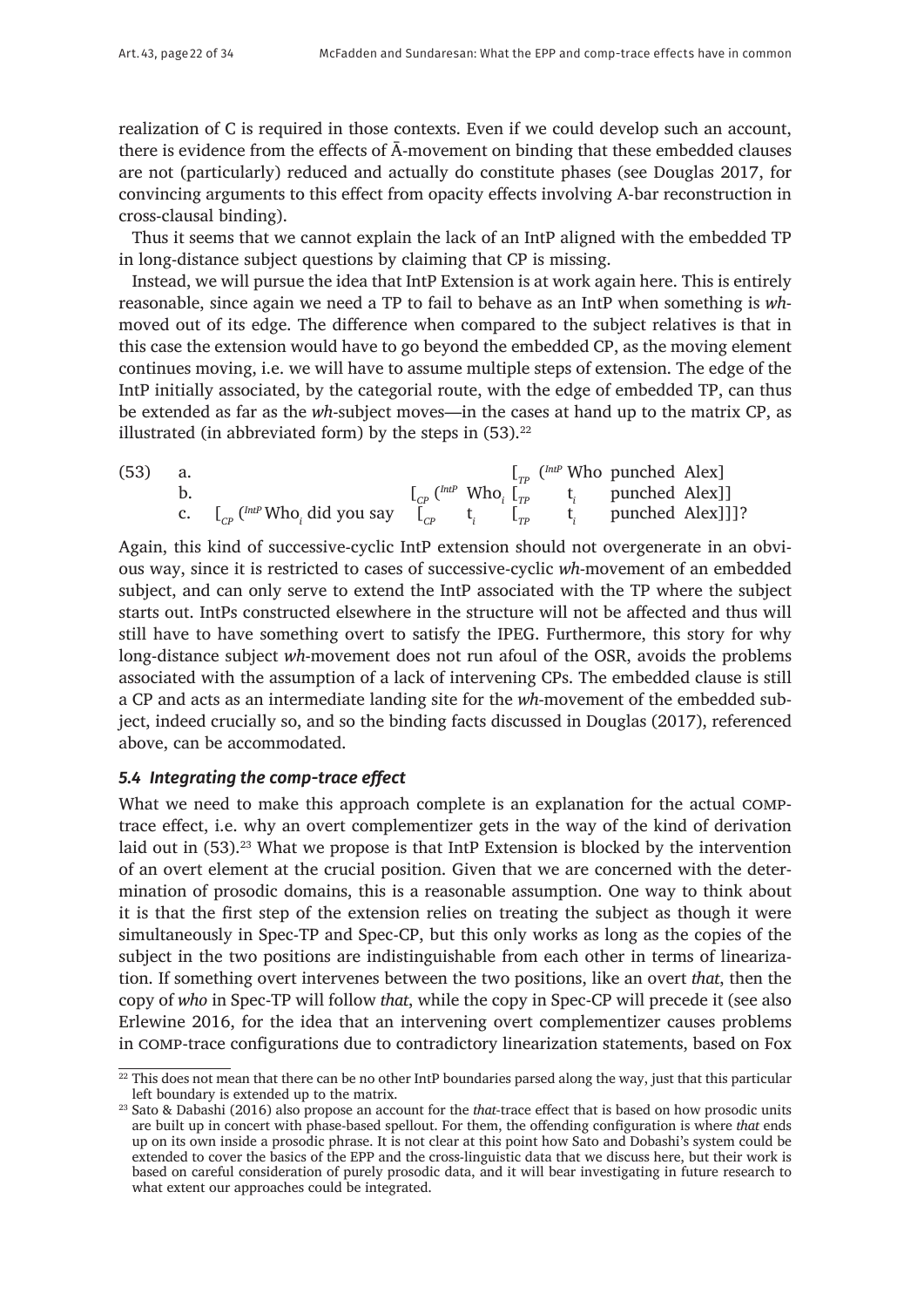realization of C is required in those contexts. Even if we could develop such an account, there is evidence from the effects of Ā-movement on binding that these embedded clauses are not (particularly) reduced and actually do constitute phases (see Douglas 2017, for convincing arguments to this effect from opacity effects involving A-bar reconstruction in cross-clausal binding).

Thus it seems that we cannot explain the lack of an IntP aligned with the embedded TP in long-distance subject questions by claiming that CP is missing.

Instead, we will pursue the idea that IntP Extension is at work again here. This is entirely reasonable, since again we need a TP to fail to behave as an IntP when something is *wh*-moved out of its edge. The difference when compared to the subject relatives is that in this case the extension would have to go beyond the embedded CP, as the moving element continues moving, i.e. we will have to assume multiple steps of extension. The edge of the IntP initially associated, by the categorial route, with the edge of embedded TP, can thus be extended as far as the *wh*-subject moves—in the cases at hand up to the matrix CP, as illustrated (in abbreviated form) by the steps in (53).[22]

(53)
a. $[_{TP}$ ($^{IntP}$ Who punched Alex]
b. $[_{CP}$ ($^{IntP}$ Who$_i$ $[_{TP}$ t$_i$ punched Alex]]
c. $[_{CP}$ ($^{IntP}$ Who$_i$ did you say $[_{CP}$ t$_i$ $[_{TP}$ t$_i$ punched Alex]]]?

Again, this kind of successive-cyclic IntP extension should not overgenerate in an obvious way, since it is restricted to cases of successive-cyclic *wh*-movement of an embedded subject, and can only serve to extend the IntP associated with the TP where the subject starts out. IntPs constructed elsewhere in the structure will not be affected and thus will still have to have something overt to satisfy the IPEG. Furthermore, this story for why long-distance subject *wh*-movement does not run afoul of the OSR, avoids the problems associated with the assumption of a lack of intervening CPs. The embedded clause is still a CP and acts as an intermediate landing site for the *wh*-movement of the embedded subject, indeed crucially so, and so the binding facts discussed in Douglas (2017), referenced above, can be accommodated.

### *5.4 Integrating the comp-trace effect*

What we need to make this approach complete is an explanation for the actual COMP-trace effect, i.e. why an overt complementizer gets in the way of the kind of derivation laid out in (53).[23] What we propose is that IntP Extension is blocked by the intervention of an overt element at the crucial position. Given that we are concerned with the determination of prosodic domains, this is a reasonable assumption. One way to think about it is that the first step of the extension relies on treating the subject as though it were simultaneously in Spec-TP and Spec-CP, but this only works as long as the copies of the subject in the two positions are indistinguishable from each other in terms of linearization. If something overt intervenes between the two positions, like an overt *that*, then the copy of *who* in Spec-TP will follow *that*, while the copy in Spec-CP will precede it (see also Erlewine 2016, for the idea that an intervening overt complementizer causes problems in COMP-trace configurations due to contradictory linearization statements, based on Fox

[22] This does not mean that there can be no other IntP boundaries parsed along the way, just that this particular left boundary is extended up to the matrix.

[23] Sato & Dabashi (2016) also propose an account for the *that*-trace effect that is based on how prosodic units are built up in concert with phase-based spellout. For them, the offending configuration is where *that* ends up on its own inside a prosodic phrase. It is not clear at this point how Sato and Dobashi's system could be extended to cover the basics of the EPP and the cross-linguistic data that we discuss here, but their work is based on careful consideration of purely prosodic data, and it will bear investigating in future research to what extent our approaches could be integrated.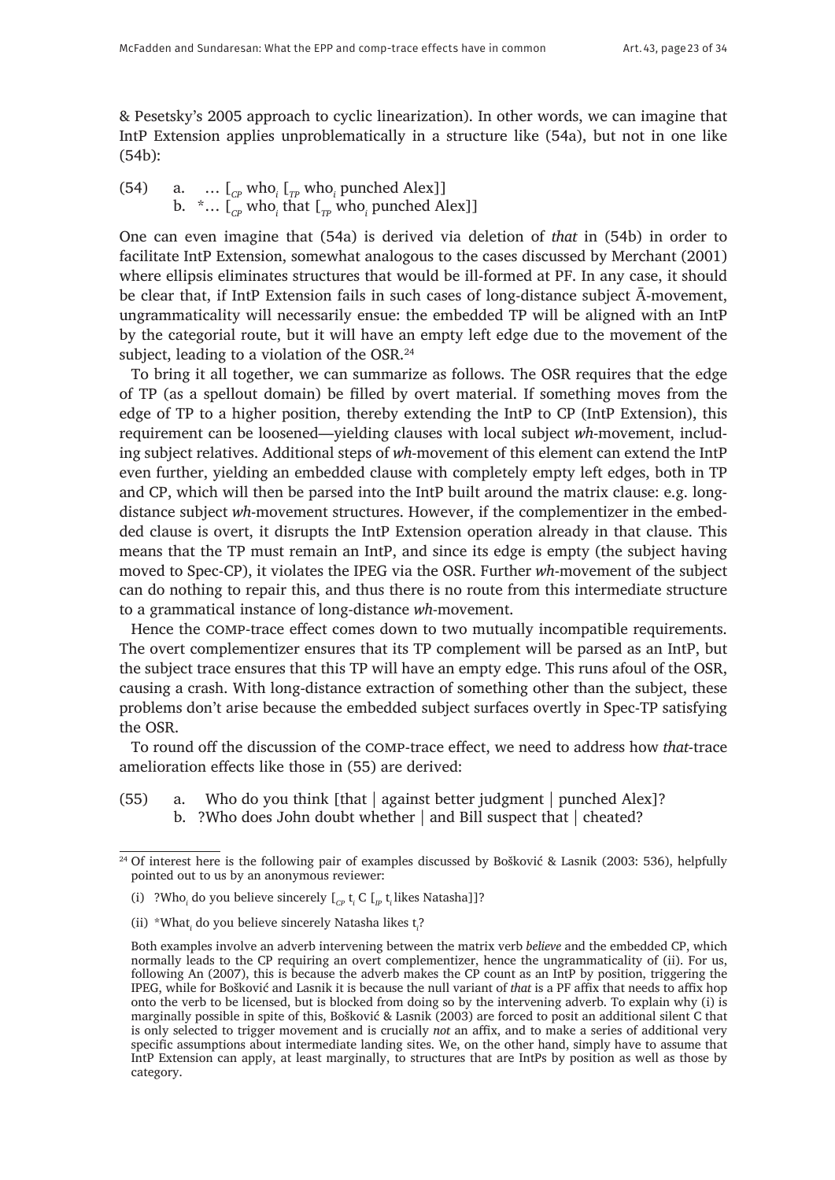& Pesetsky's 2005 approach to cyclic linearization). In other words, we can imagine that IntP Extension applies unproblematically in a structure like (54a), but not in one like (54b):

(54) a. … [$_{CP}$ who$_i$ [$_{TP}$ who$_i$ punched Alex]]
b. *… [$_{CP}$ who$_i$ that [$_{TP}$ who$_i$ punched Alex]]

One can even imagine that (54a) is derived via deletion of *that* in (54b) in order to facilitate IntP Extension, somewhat analogous to the cases discussed by Merchant (2001) where ellipsis eliminates structures that would be ill-formed at PF. In any case, it should be clear that, if IntP Extension fails in such cases of long-distance subject Ā-movement, ungrammaticality will necessarily ensue: the embedded TP will be aligned with an IntP by the categorial route, but it will have an empty left edge due to the movement of the subject, leading to a violation of the OSR.[24]

To bring it all together, we can summarize as follows. The OSR requires that the edge of TP (as a spellout domain) be filled by overt material. If something moves from the edge of TP to a higher position, thereby extending the IntP to CP (IntP Extension), this requirement can be loosened—yielding clauses with local subject *wh*-movement, including subject relatives. Additional steps of *wh*-movement of this element can extend the IntP even further, yielding an embedded clause with completely empty left edges, both in TP and CP, which will then be parsed into the IntP built around the matrix clause: e.g. long-distance subject *wh*-movement structures. However, if the complementizer in the embedded clause is overt, it disrupts the IntP Extension operation already in that clause. This means that the TP must remain an IntP, and since its edge is empty (the subject having moved to Spec-CP), it violates the IPEG via the OSR. Further *wh*-movement of the subject can do nothing to repair this, and thus there is no route from this intermediate structure to a grammatical instance of long-distance *wh*-movement.

Hence the COMP-trace effect comes down to two mutually incompatible requirements. The overt complementizer ensures that its TP complement will be parsed as an IntP, but the subject trace ensures that this TP will have an empty edge. This runs afoul of the OSR, causing a crash. With long-distance extraction of something other than the subject, these problems don't arise because the embedded subject surfaces overtly in Spec-TP satisfying the OSR.

To round off the discussion of the COMP-trace effect, we need to address how *that*-trace amelioration effects like those in (55) are derived:

(55) a. Who do you think [that | against better judgment | punched Alex]?
b. ?Who does John doubt whether | and Bill suspect that | cheated?

---

[24] Of interest here is the following pair of examples discussed by Bošković & Lasnik (2003: 536), helpfully pointed out to us by an anonymous reviewer:

(i) ?Who$_i$ do you believe sincerely [$_{CP}$ t$_i$ C [$_{IP}$ t$_i$ likes Natasha]]?

(ii) *What$_i$ do you believe sincerely Natasha likes t$_i$?

Both examples involve an adverb intervening between the matrix verb *believe* and the embedded CP, which normally leads to the CP requiring an overt complementizer, hence the ungrammaticality of (ii). For us, following An (2007), this is because the adverb makes the CP count as an IntP by position, triggering the IPEG, while for Bošković and Lasnik it is because the null variant of *that* is a PF affix that needs to affix hop onto the verb to be licensed, but is blocked from doing so by the intervening adverb. To explain why (i) is marginally possible in spite of this, Bošković & Lasnik (2003) are forced to posit an additional silent C that is only selected to trigger movement and is crucially *not* an affix, and to make a series of additional very specific assumptions about intermediate landing sites. We, on the other hand, simply have to assume that IntP Extension can apply, at least marginally, to structures that are IntPs by position as well as those by category.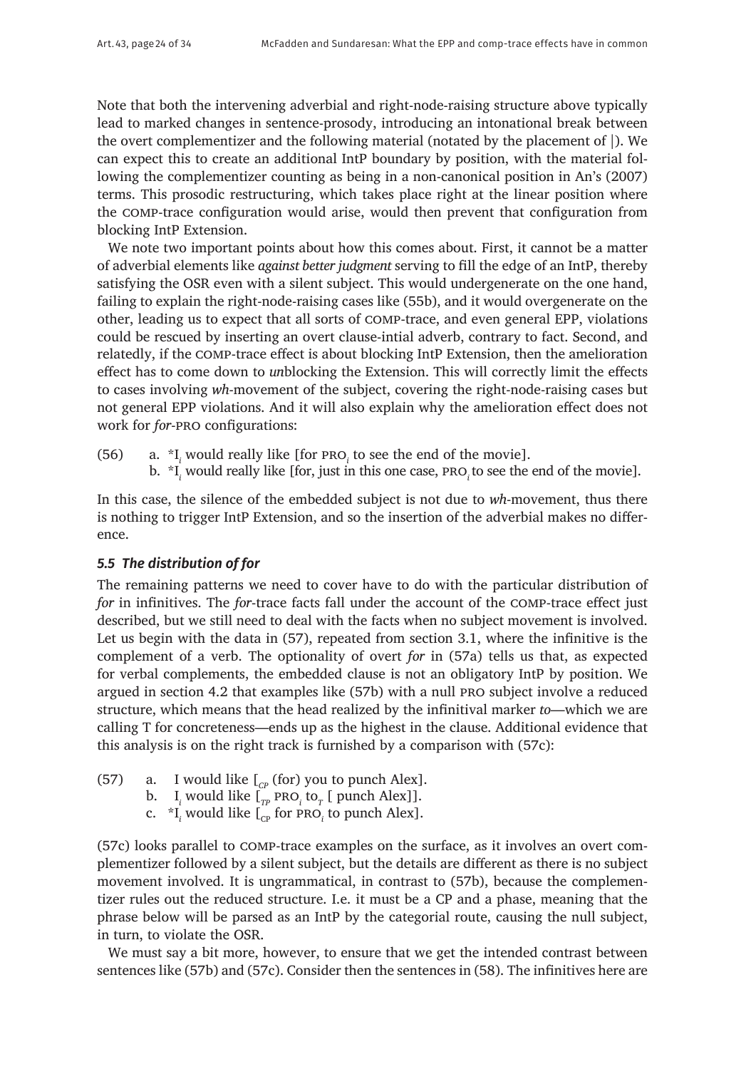Note that both the intervening adverbial and right-node-raising structure above typically lead to marked changes in sentence-prosody, introducing an intonational break between the overt complementizer and the following material (notated by the placement of |). We can expect this to create an additional IntP boundary by position, with the material following the complementizer counting as being in a non-canonical position in An's (2007) terms. This prosodic restructuring, which takes place right at the linear position where the COMP-trace configuration would arise, would then prevent that configuration from blocking IntP Extension.

We note two important points about how this comes about. First, it cannot be a matter of adverbial elements like *against better judgment* serving to fill the edge of an IntP, thereby satisfying the OSR even with a silent subject. This would undergenerate on the one hand, failing to explain the right-node-raising cases like (55b), and it would overgenerate on the other, leading us to expect that all sorts of COMP-trace, and even general EPP, violations could be rescued by inserting an overt clause-intial adverb, contrary to fact. Second, and relatedly, if the COMP-trace effect is about blocking IntP Extension, then the amelioration effect has to come down to *un*blocking the Extension. This will correctly limit the effects to cases involving *wh*-movement of the subject, covering the right-node-raising cases but not general EPP violations. And it will also explain why the amelioration effect does not work for *for*-PRO configurations:

(56) a. \*$I_i$ would really like [for PRO$_i$ to see the end of the movie].
b. \*$I_i$ would really like [for, just in this one case, PRO$_i$ to see the end of the movie].

In this case, the silence of the embedded subject is not due to *wh*-movement, thus there is nothing to trigger IntP Extension, and so the insertion of the adverbial makes no difference.

### *5.5 The distribution of for*

The remaining patterns we need to cover have to do with the particular distribution of *for* in infinitives. The *for*-trace facts fall under the account of the COMP-trace effect just described, but we still need to deal with the facts when no subject movement is involved. Let us begin with the data in (57), repeated from section 3.1, where the infinitive is the complement of a verb. The optionality of overt *for* in (57a) tells us that, as expected for verbal complements, the embedded clause is not an obligatory IntP by position. We argued in section 4.2 that examples like (57b) with a null PRO subject involve a reduced structure, which means that the head realized by the infinitival marker *to*—which we are calling T for concreteness—ends up as the highest in the clause. Additional evidence that this analysis is on the right track is furnished by a comparison with (57c):

(57) a. I would like [$_{CP}$ (for) you to punch Alex].
b. $I_i$ would like [$_{TP}$ PRO$_i$ to$_T$ [ punch Alex]].
c. \*$I_i$ would like [$_{CP}$ for PRO$_i$ to punch Alex].

(57c) looks parallel to COMP-trace examples on the surface, as it involves an overt complementizer followed by a silent subject, but the details are different as there is no subject movement involved. It is ungrammatical, in contrast to (57b), because the complementizer rules out the reduced structure. I.e. it must be a CP and a phase, meaning that the phrase below will be parsed as an IntP by the categorial route, causing the null subject, in turn, to violate the OSR.

We must say a bit more, however, to ensure that we get the intended contrast between sentences like (57b) and (57c). Consider then the sentences in (58). The infinitives here are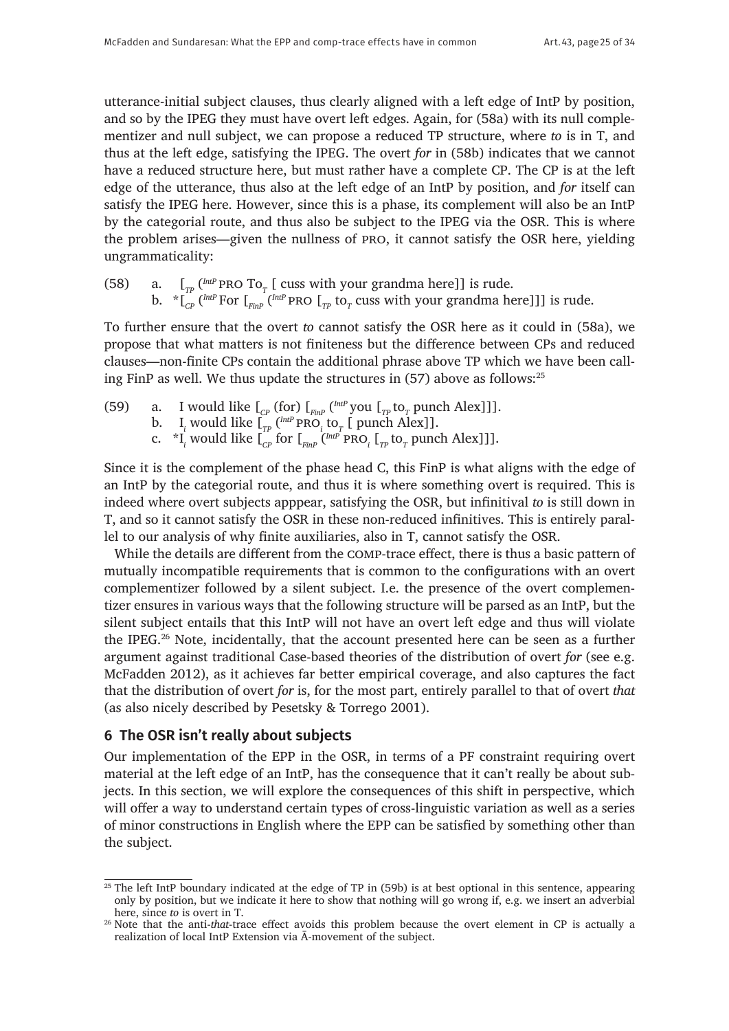utterance-initial subject clauses, thus clearly aligned with a left edge of IntP by position, and so by the IPEG they must have overt left edges. Again, for (58a) with its null complementizer and null subject, we can propose a reduced TP structure, where *to* is in T, and thus at the left edge, satisfying the IPEG. The overt *for* in (58b) indicates that we cannot have a reduced structure here, but must rather have a complete CP. The CP is at the left edge of the utterance, thus also at the left edge of an IntP by position, and *for* itself can satisfy the IPEG here. However, since this is a phase, its complement will also be an IntP by the categorial route, and thus also be subject to the IPEG via the OSR. This is where the problem arises—given the nullness of PRO, it cannot satisfy the OSR here, yielding ungrammaticality:

(58) a. [$_{TP}$ ($^{IntP}$ PRO To$_T$ [ cuss with your grandma here]] is rude.
     b. *[$_{CP}$ ($^{IntP}$ For [$_{FinP}$ ($^{IntP}$ PRO [$_{TP}$ to$_T$ cuss with your grandma here]]] is rude.

To further ensure that the overt *to* cannot satisfy the OSR here as it could in (58a), we propose that what matters is not finiteness but the difference between CPs and reduced clauses—non-finite CPs contain the additional phrase above TP which we have been calling FinP as well. We thus update the structures in (57) above as follows:[25]

(59) a. I would like [$_{CP}$ (for) [$_{FinP}$ ($^{IntP}$ you [$_{TP}$ to$_T$ punch Alex]]].
     b. I$_i$ would like [$_{TP}$ ($^{IntP}$ PRO$_i$ to$_T$ [ punch Alex]].
     c. *I$_i$ would like [$_{CP}$ for [$_{FinP}$ ($^{IntP}$ PRO$_i$ [$_{TP}$ to$_T$ punch Alex]]].

Since it is the complement of the phase head C, this FinP is what aligns with the edge of an IntP by the categorial route, and thus it is where something overt is required. This is indeed where overt subjects apppear, satisfying the OSR, but infinitival *to* is still down in T, and so it cannot satisfy the OSR in these non-reduced infinitives. This is entirely parallel to our analysis of why finite auxiliaries, also in T, cannot satisfy the OSR.

While the details are different from the COMP-trace effect, there is thus a basic pattern of mutually incompatible requirements that is common to the configurations with an overt complementizer followed by a silent subject. I.e. the presence of the overt complementizer ensures in various ways that the following structure will be parsed as an IntP, but the silent subject entails that this IntP will not have an overt left edge and thus will violate the IPEG.[26] Note, incidentally, that the account presented here can be seen as a further argument against traditional Case-based theories of the distribution of overt *for* (see e.g. McFadden 2012), as it achieves far better empirical coverage, and also captures the fact that the distribution of overt *for* is, for the most part, entirely parallel to that of overt *that* (as also nicely described by Pesetsky & Torrego 2001).

## 6 The OSR isn't really about subjects

Our implementation of the EPP in the OSR, in terms of a PF constraint requiring overt material at the left edge of an IntP, has the consequence that it can't really be about subjects. In this section, we will explore the consequences of this shift in perspective, which will offer a way to understand certain types of cross-linguistic variation as well as a series of minor constructions in English where the EPP can be satisfied by something other than the subject.

---

[25] The left IntP boundary indicated at the edge of TP in (59b) is at best optional in this sentence, appearing only by position, but we indicate it here to show that nothing will go wrong if, e.g. we insert an adverbial here, since *to* is overt in T.

[26] Note that the anti-*that*-trace effect avoids this problem because the overt element in CP is actually a realization of local IntP Extension via Ā-movement of the subject.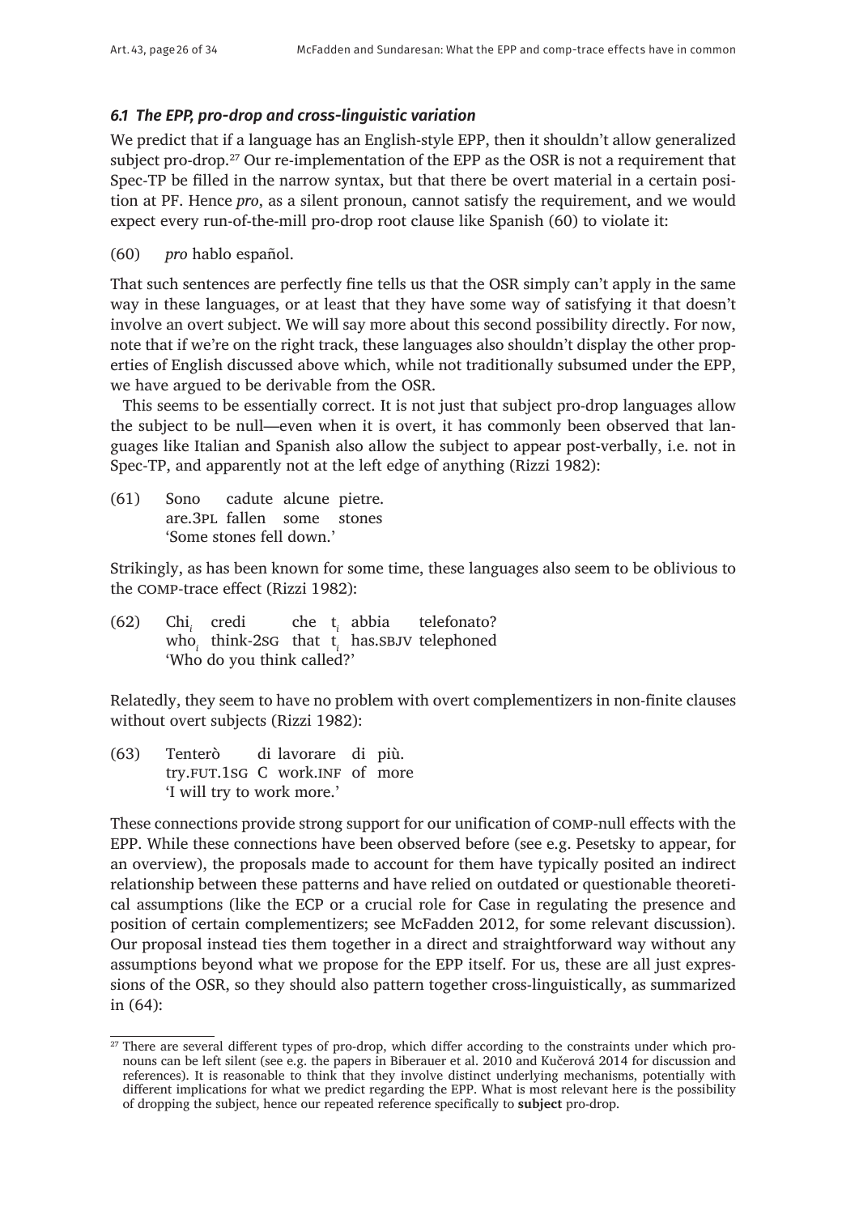### *6.1 The EPP, pro-drop and cross-linguistic variation*

We predict that if a language has an English-style EPP, then it shouldn't allow generalized subject pro-drop.[27] Our re-implementation of the EPP as the OSR is not a requirement that Spec-TP be filled in the narrow syntax, but that there be overt material in a certain position at PF. Hence *pro*, as a silent pronoun, cannot satisfy the requirement, and we would expect every run-of-the-mill pro-drop root clause like Spanish (60) to violate it:

(60) *pro* hablo español.

That such sentences are perfectly fine tells us that the OSR simply can't apply in the same way in these languages, or at least that they have some way of satisfying it that doesn't involve an overt subject. We will say more about this second possibility directly. For now, note that if we're on the right track, these languages also shouldn't display the other properties of English discussed above which, while not traditionally subsumed under the EPP, we have argued to be derivable from the OSR.

This seems to be essentially correct. It is not just that subject pro-drop languages allow the subject to be null—even when it is overt, it has commonly been observed that languages like Italian and Spanish also allow the subject to appear post-verbally, i.e. not in Spec-TP, and apparently not at the left edge of anything (Rizzi 1982):

(61) Sono cadute alcune pietre.
are.3PL fallen some stones
'Some stones fell down.'

Strikingly, as has been known for some time, these languages also seem to be oblivious to the COMP-trace effect (Rizzi 1982):

(62) Chi$_i$ credi che t$_i$ abbia telefonato?
who$_i$ think-2SG that t$_i$ has.SBJV telephoned
'Who do you think called?'

Relatedly, they seem to have no problem with overt complementizers in non-finite clauses without overt subjects (Rizzi 1982):

(63) Tenterò di lavorare di più.
try.FUT.1SG C work.INF of more
'I will try to work more.'

These connections provide strong support for our unification of COMP-null effects with the EPP. While these connections have been observed before (see e.g. Pesetsky to appear, for an overview), the proposals made to account for them have typically posited an indirect relationship between these patterns and have relied on outdated or questionable theoretical assumptions (like the ECP or a crucial role for Case in regulating the presence and position of certain complementizers; see McFadden 2012, for some relevant discussion). Our proposal instead ties them together in a direct and straightforward way without any assumptions beyond what we propose for the EPP itself. For us, these are all just expressions of the OSR, so they should also pattern together cross-linguistically, as summarized in (64):

[27] There are several different types of pro-drop, which differ according to the constraints under which pronouns can be left silent (see e.g. the papers in Biberauer et al. 2010 and Kučerová 2014 for discussion and references). It is reasonable to think that they involve distinct underlying mechanisms, potentially with different implications for what we predict regarding the EPP. What is most relevant here is the possibility of dropping the subject, hence our repeated reference specifically to **subject** pro-drop.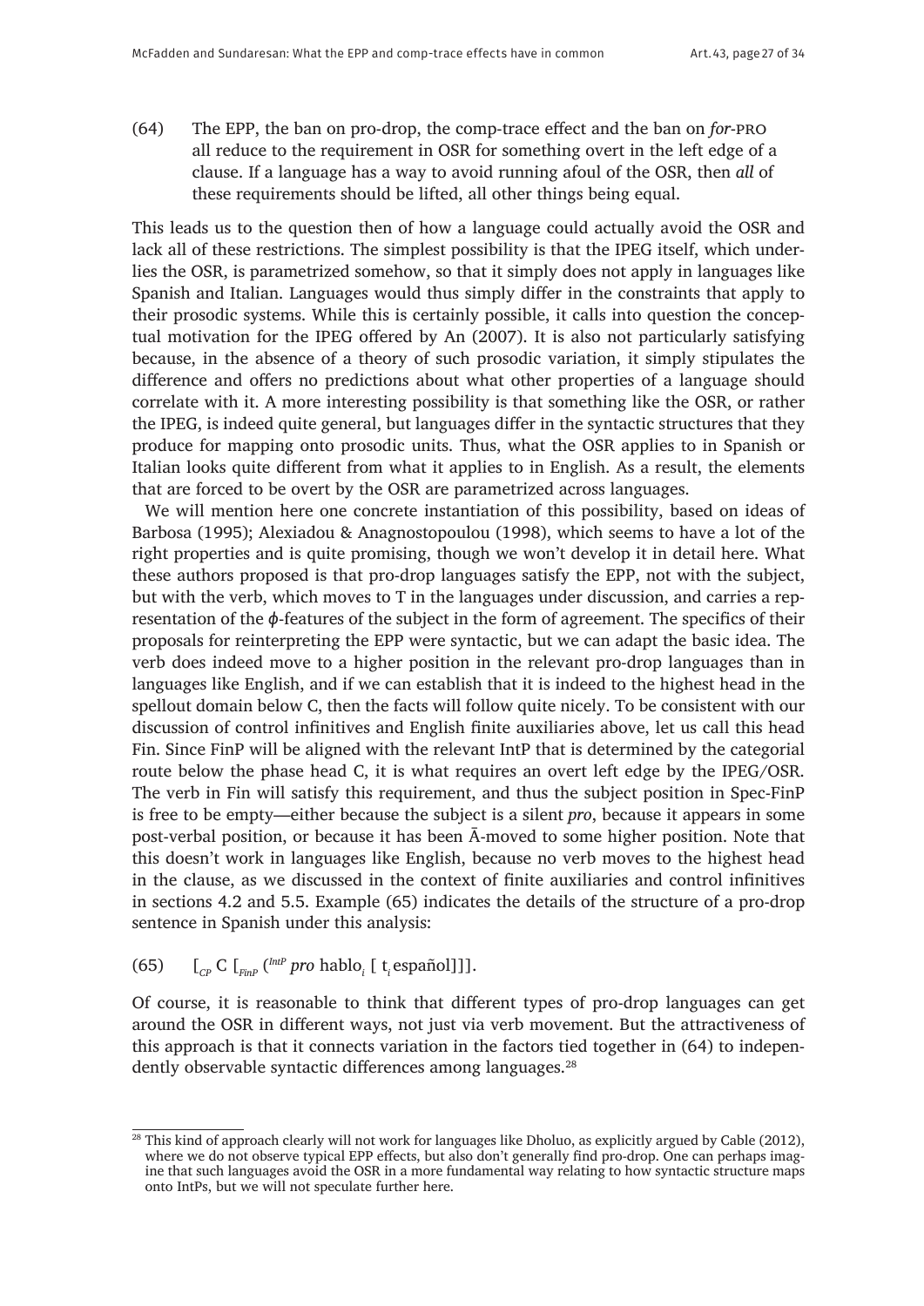(64) The EPP, the ban on pro-drop, the comp-trace effect and the ban on *for*-PRO all reduce to the requirement in OSR for something overt in the left edge of a clause. If a language has a way to avoid running afoul of the OSR, then *all* of these requirements should be lifted, all other things being equal.

This leads us to the question then of how a language could actually avoid the OSR and lack all of these restrictions. The simplest possibility is that the IPEG itself, which underlies the OSR, is parametrized somehow, so that it simply does not apply in languages like Spanish and Italian. Languages would thus simply differ in the constraints that apply to their prosodic systems. While this is certainly possible, it calls into question the conceptual motivation for the IPEG offered by An (2007). It is also not particularly satisfying because, in the absence of a theory of such prosodic variation, it simply stipulates the difference and offers no predictions about what other properties of a language should correlate with it. A more interesting possibility is that something like the OSR, or rather the IPEG, is indeed quite general, but languages differ in the syntactic structures that they produce for mapping onto prosodic units. Thus, what the OSR applies to in Spanish or Italian looks quite different from what it applies to in English. As a result, the elements that are forced to be overt by the OSR are parametrized across languages.

We will mention here one concrete instantiation of this possibility, based on ideas of Barbosa (1995); Alexiadou & Anagnostopoulou (1998), which seems to have a lot of the right properties and is quite promising, though we won't develop it in detail here. What these authors proposed is that pro-drop languages satisfy the EPP, not with the subject, but with the verb, which moves to T in the languages under discussion, and carries a representation of the $\phi$-features of the subject in the form of agreement. The specifics of their proposals for reinterpreting the EPP were syntactic, but we can adapt the basic idea. The verb does indeed move to a higher position in the relevant pro-drop languages than in languages like English, and if we can establish that it is indeed to the highest head in the spellout domain below C, then the facts will follow quite nicely. To be consistent with our discussion of control infinitives and English finite auxiliaries above, let us call this head Fin. Since FinP will be aligned with the relevant IntP that is determined by the categorial route below the phase head C, it is what requires an overt left edge by the IPEG/OSR. The verb in Fin will satisfy this requirement, and thus the subject position in Spec-FinP is free to be empty—either because the subject is a silent *pro*, because it appears in some post-verbal position, or because it has been Ā-moved to some higher position. Note that this doesn't work in languages like English, because no verb moves to the highest head in the clause, as we discussed in the context of finite auxiliaries and control infinitives in sections 4.2 and 5.5. Example (65) indicates the details of the structure of a pro-drop sentence in Spanish under this analysis:

(65) $[_{CP}$ C $[_{FinP}$ $(^{IntP}$ *pro* hablo$_i$ [ t$_i$ español]]].

Of course, it is reasonable to think that different types of pro-drop languages can get around the OSR in different ways, not just via verb movement. But the attractiveness of this approach is that it connects variation in the factors tied together in (64) to independently observable syntactic differences among languages.[28]

[28] This kind of approach clearly will not work for languages like Dholuo, as explicitly argued by Cable (2012), where we do not observe typical EPP effects, but also don't generally find pro-drop. One can perhaps imagine that such languages avoid the OSR in a more fundamental way relating to how syntactic structure maps onto IntPs, but we will not speculate further here.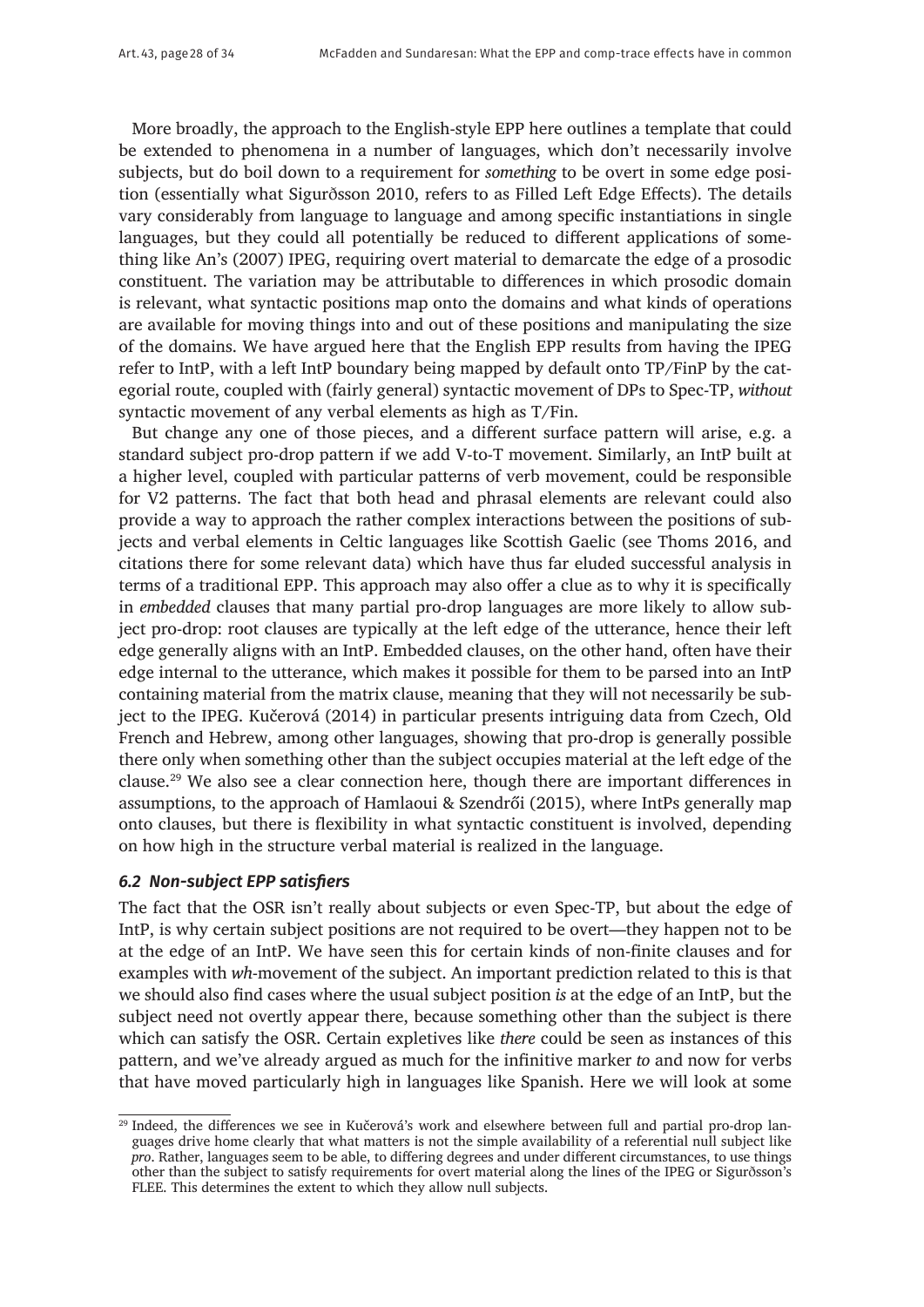More broadly, the approach to the English-style EPP here outlines a template that could be extended to phenomena in a number of languages, which don't necessarily involve subjects, but do boil down to a requirement for *something* to be overt in some edge position (essentially what Sigurðsson 2010, refers to as Filled Left Edge Effects). The details vary considerably from language to language and among specific instantiations in single languages, but they could all potentially be reduced to different applications of something like An's (2007) IPEG, requiring overt material to demarcate the edge of a prosodic constituent. The variation may be attributable to differences in which prosodic domain is relevant, what syntactic positions map onto the domains and what kinds of operations are available for moving things into and out of these positions and manipulating the size of the domains. We have argued here that the English EPP results from having the IPEG refer to IntP, with a left IntP boundary being mapped by default onto TP/FinP by the categorial route, coupled with (fairly general) syntactic movement of DPs to Spec-TP, *without* syntactic movement of any verbal elements as high as T/Fin.

But change any one of those pieces, and a different surface pattern will arise, e.g. a standard subject pro-drop pattern if we add V-to-T movement. Similarly, an IntP built at a higher level, coupled with particular patterns of verb movement, could be responsible for V2 patterns. The fact that both head and phrasal elements are relevant could also provide a way to approach the rather complex interactions between the positions of subjects and verbal elements in Celtic languages like Scottish Gaelic (see Thoms 2016, and citations there for some relevant data) which have thus far eluded successful analysis in terms of a traditional EPP. This approach may also offer a clue as to why it is specifically in *embedded* clauses that many partial pro-drop languages are more likely to allow subject pro-drop: root clauses are typically at the left edge of the utterance, hence their left edge generally aligns with an IntP. Embedded clauses, on the other hand, often have their edge internal to the utterance, which makes it possible for them to be parsed into an IntP containing material from the matrix clause, meaning that they will not necessarily be subject to the IPEG. Kučerová (2014) in particular presents intriguing data from Czech, Old French and Hebrew, among other languages, showing that pro-drop is generally possible there only when something other than the subject occupies material at the left edge of the clause.[29] We also see a clear connection here, though there are important differences in assumptions, to the approach of Hamlaoui & Szendrői (2015), where IntPs generally map onto clauses, but there is flexibility in what syntactic constituent is involved, depending on how high in the structure verbal material is realized in the language.

### 6.2 Non-subject EPP satisfiers

The fact that the OSR isn't really about subjects or even Spec-TP, but about the edge of IntP, is why certain subject positions are not required to be overt—they happen not to be at the edge of an IntP. We have seen this for certain kinds of non-finite clauses and for examples with *wh*-movement of the subject. An important prediction related to this is that we should also find cases where the usual subject position *is* at the edge of an IntP, but the subject need not overtly appear there, because something other than the subject is there which can satisfy the OSR. Certain expletives like *there* could be seen as instances of this pattern, and we've already argued as much for the infinitive marker *to* and now for verbs that have moved particularly high in languages like Spanish. Here we will look at some

[29] Indeed, the differences we see in Kučerová's work and elsewhere between full and partial pro-drop languages drive home clearly that what matters is not the simple availability of a referential null subject like *pro*. Rather, languages seem to be able, to differing degrees and under different circumstances, to use things other than the subject to satisfy requirements for overt material along the lines of the IPEG or Sigurðsson's FLEE. This determines the extent to which they allow null subjects.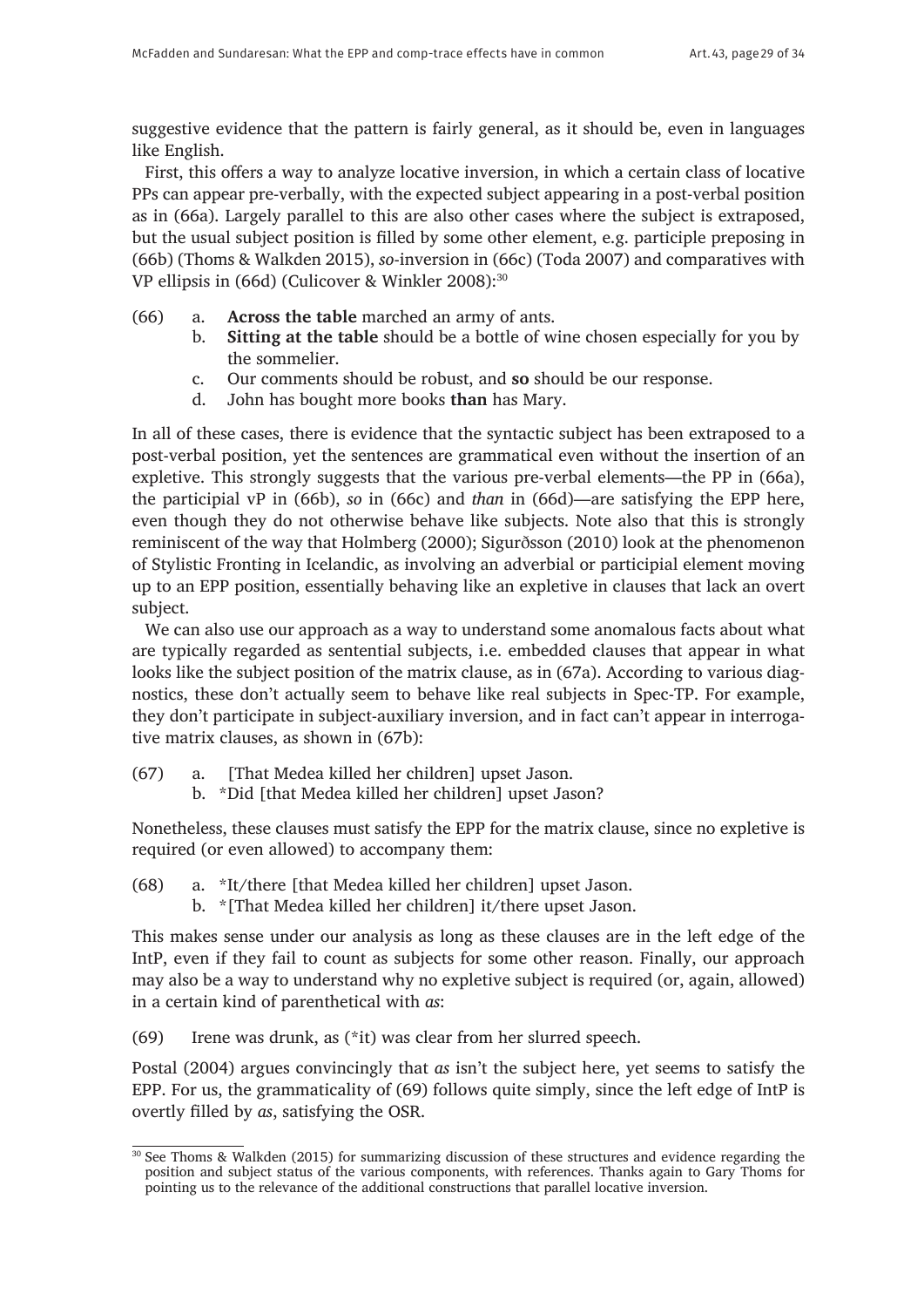suggestive evidence that the pattern is fairly general, as it should be, even in languages like English.

First, this offers a way to analyze locative inversion, in which a certain class of locative PPs can appear pre-verbally, with the expected subject appearing in a post-verbal position as in (66a). Largely parallel to this are also other cases where the subject is extraposed, but the usual subject position is filled by some other element, e.g. participle preposing in (66b) (Thoms & Walkden 2015), *so*-inversion in (66c) (Toda 2007) and comparatives with VP ellipsis in (66d) (Culicover & Winkler 2008):[30]

(66) a. **Across the table** marched an army of ants.
b. **Sitting at the table** should be a bottle of wine chosen especially for you by the sommelier.
c. Our comments should be robust, and **so** should be our response.
d. John has bought more books **than** has Mary.

In all of these cases, there is evidence that the syntactic subject has been extraposed to a post-verbal position, yet the sentences are grammatical even without the insertion of an expletive. This strongly suggests that the various pre-verbal elements—the PP in (66a), the participial vP in (66b), *so* in (66c) and *than* in (66d)—are satisfying the EPP here, even though they do not otherwise behave like subjects. Note also that this is strongly reminiscent of the way that Holmberg (2000); Sigurðsson (2010) look at the phenomenon of Stylistic Fronting in Icelandic, as involving an adverbial or participial element moving up to an EPP position, essentially behaving like an expletive in clauses that lack an overt subject.

We can also use our approach as a way to understand some anomalous facts about what are typically regarded as sentential subjects, i.e. embedded clauses that appear in what looks like the subject position of the matrix clause, as in (67a). According to various diagnostics, these don't actually seem to behave like real subjects in Spec-TP. For example, they don't participate in subject-auxiliary inversion, and in fact can't appear in interrogative matrix clauses, as shown in (67b):

(67) a. [That Medea killed her children] upset Jason.
b. *Did [that Medea killed her children] upset Jason?

Nonetheless, these clauses must satisfy the EPP for the matrix clause, since no expletive is required (or even allowed) to accompany them:

(68) a. *It/there [that Medea killed her children] upset Jason.
b. *[That Medea killed her children] it/there upset Jason.

This makes sense under our analysis as long as these clauses are in the left edge of the IntP, even if they fail to count as subjects for some other reason. Finally, our approach may also be a way to understand why no expletive subject is required (or, again, allowed) in a certain kind of parenthetical with *as*:

(69) Irene was drunk, as (*it) was clear from her slurred speech.

Postal (2004) argues convincingly that *as* isn't the subject here, yet seems to satisfy the EPP. For us, the grammaticality of (69) follows quite simply, since the left edge of IntP is overtly filled by *as*, satisfying the OSR.

---

[30] See Thoms & Walkden (2015) for summarizing discussion of these structures and evidence regarding the position and subject status of the various components, with references. Thanks again to Gary Thoms for pointing us to the relevance of the additional constructions that parallel locative inversion.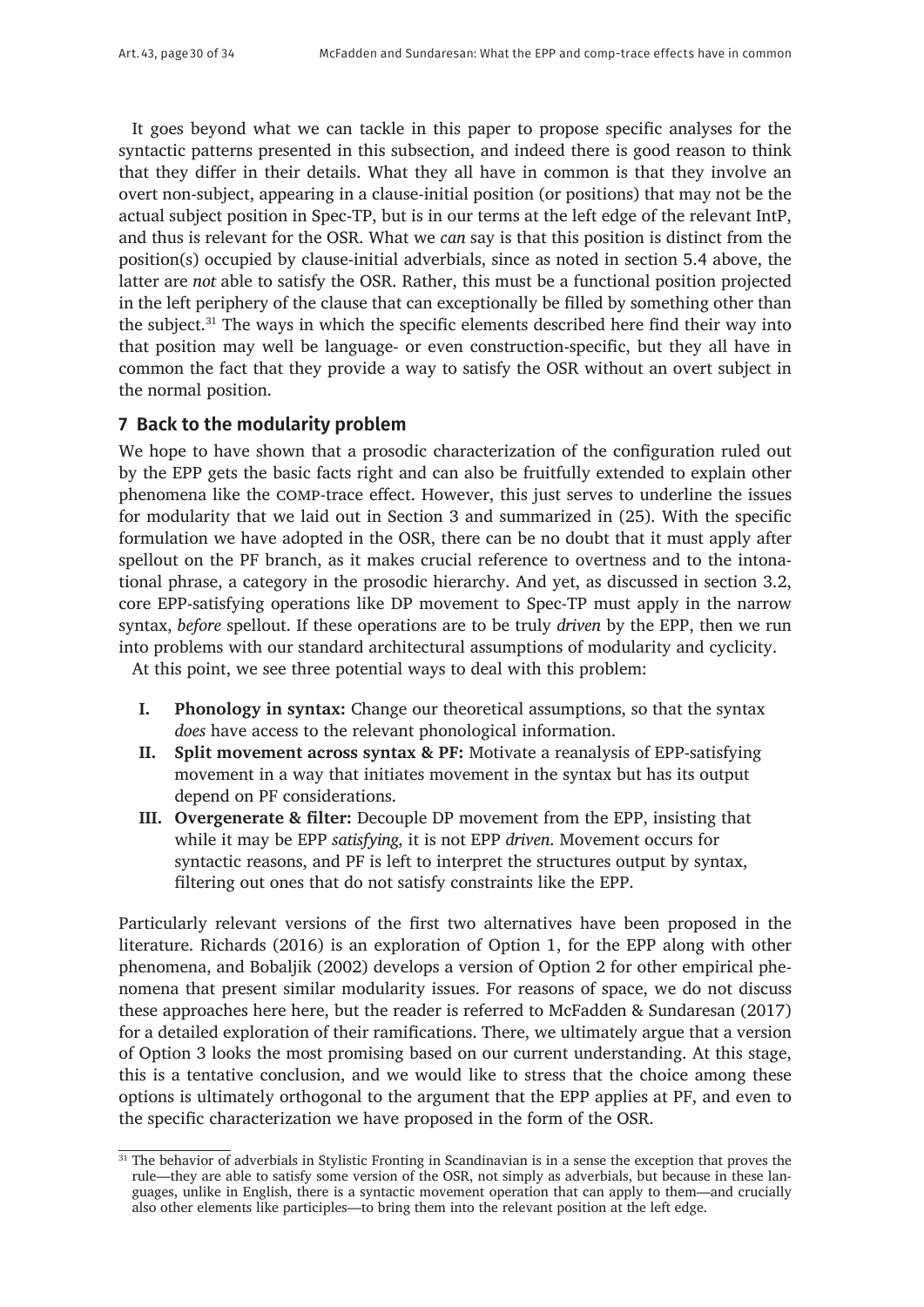It goes beyond what we can tackle in this paper to propose specific analyses for the syntactic patterns presented in this subsection, and indeed there is good reason to think that they differ in their details. What they all have in common is that they involve an overt non-subject, appearing in a clause-initial position (or positions) that may not be the actual subject position in Spec-TP, but is in our terms at the left edge of the relevant IntP, and thus is relevant for the OSR. What we *can* say is that this position is distinct from the position(s) occupied by clause-initial adverbials, since as noted in section 5.4 above, the latter are *not* able to satisfy the OSR. Rather, this must be a functional position projected in the left periphery of the clause that can exceptionally be filled by something other than the subject.[31] The ways in which the specific elements described here find their way into that position may well be language- or even construction-specific, but they all have in common the fact that they provide a way to satisfy the OSR without an overt subject in the normal position.

## 7 Back to the modularity problem

We hope to have shown that a prosodic characterization of the configuration ruled out by the EPP gets the basic facts right and can also be fruitfully extended to explain other phenomena like the COMP-trace effect. However, this just serves to underline the issues for modularity that we laid out in Section 3 and summarized in (25). With the specific formulation we have adopted in the OSR, there can be no doubt that it must apply after spellout on the PF branch, as it makes crucial reference to overtness and to the intonational phrase, a category in the prosodic hierarchy. And yet, as discussed in section 3.2, core EPP-satisfying operations like DP movement to Spec-TP must apply in the narrow syntax, *before* spellout. If these operations are to be truly *driven* by the EPP, then we run into problems with our standard architectural assumptions of modularity and cyclicity.

At this point, we see three potential ways to deal with this problem:

- **I. Phonology in syntax:** Change our theoretical assumptions, so that the syntax *does* have access to the relevant phonological information.
- **II. Split movement across syntax & PF:** Motivate a reanalysis of EPP-satisfying movement in a way that initiates movement in the syntax but has its output depend on PF considerations.
- **III. Overgenerate & filter:** Decouple DP movement from the EPP, insisting that while it may be EPP *satisfying*, it is not EPP *driven*. Movement occurs for syntactic reasons, and PF is left to interpret the structures output by syntax, filtering out ones that do not satisfy constraints like the EPP.

Particularly relevant versions of the first two alternatives have been proposed in the literature. Richards (2016) is an exploration of Option 1, for the EPP along with other phenomena, and Bobaljik (2002) develops a version of Option 2 for other empirical phenomena that present similar modularity issues. For reasons of space, we do not discuss these approaches here here, but the reader is referred to McFadden & Sundaresan (2017) for a detailed exploration of their ramifications. There, we ultimately argue that a version of Option 3 looks the most promising based on our current understanding. At this stage, this is a tentative conclusion, and we would like to stress that the choice among these options is ultimately orthogonal to the argument that the EPP applies at PF, and even to the specific characterization we have proposed in the form of the OSR.

---

[31] The behavior of adverbials in Stylistic Fronting in Scandinavian is in a sense the exception that proves the rule—they are able to satisfy some version of the OSR, not simply as adverbials, but because in these languages, unlike in English, there is a syntactic movement operation that can apply to them—and crucially also other elements like participles—to bring them into the relevant position at the left edge.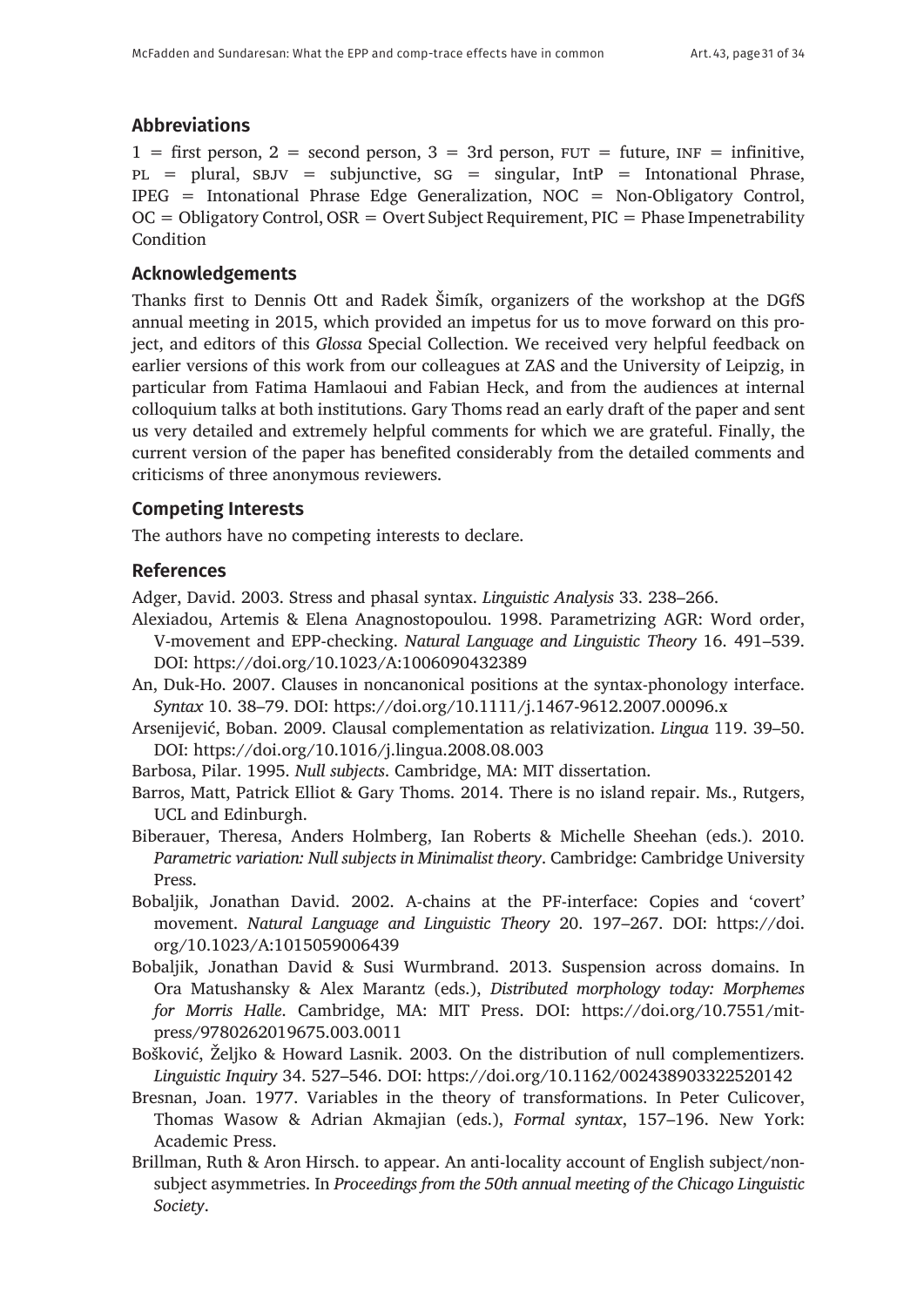## Abbreviations

1 = first person, 2 = second person, 3 = 3rd person, FUT = future, INF = infinitive, PL = plural, SBJV = subjunctive, SG = singular, IntP = Intonational Phrase, IPEG = Intonational Phrase Edge Generalization, NOC = Non-Obligatory Control, OC = Obligatory Control, OSR = Overt Subject Requirement, PIC = Phase Impenetrability Condition

## Acknowledgements

Thanks first to Dennis Ott and Radek Šimík, organizers of the workshop at the DGfS annual meeting in 2015, which provided an impetus for us to move forward on this project, and editors of this *Glossa* Special Collection. We received very helpful feedback on earlier versions of this work from our colleagues at ZAS and the University of Leipzig, in particular from Fatima Hamlaoui and Fabian Heck, and from the audiences at internal colloquium talks at both institutions. Gary Thoms read an early draft of the paper and sent us very detailed and extremely helpful comments for which we are grateful. Finally, the current version of the paper has benefited considerably from the detailed comments and criticisms of three anonymous reviewers.

## Competing Interests

The authors have no competing interests to declare.

## References

Adger, David. 2003. Stress and phasal syntax. *Linguistic Analysis* 33. 238–266.

Alexiadou, Artemis & Elena Anagnostopoulou. 1998. Parametrizing AGR: Word order, V-movement and EPP-checking. *Natural Language and Linguistic Theory* 16. 491–539. DOI: https://doi.org/10.1023/A:1006090432389

An, Duk-Ho. 2007. Clauses in noncanonical positions at the syntax-phonology interface. *Syntax* 10. 38–79. DOI: https://doi.org/10.1111/j.1467-9612.2007.00096.x

Arsenijević, Boban. 2009. Clausal complementation as relativization. *Lingua* 119. 39–50. DOI: https://doi.org/10.1016/j.lingua.2008.08.003

Barbosa, Pilar. 1995. *Null subjects*. Cambridge, MA: MIT dissertation.

Barros, Matt, Patrick Elliot & Gary Thoms. 2014. There is no island repair. Ms., Rutgers, UCL and Edinburgh.

Biberauer, Theresa, Anders Holmberg, Ian Roberts & Michelle Sheehan (eds.). 2010. *Parametric variation: Null subjects in Minimalist theory*. Cambridge: Cambridge University Press.

Bobaljik, Jonathan David. 2002. A-chains at the PF-interface: Copies and 'covert' movement. *Natural Language and Linguistic Theory* 20. 197–267. DOI: https://doi.org/10.1023/A:1015059006439

Bobaljik, Jonathan David & Susi Wurmbrand. 2013. Suspension across domains. In Ora Matushansky & Alex Marantz (eds.), *Distributed morphology today: Morphemes for Morris Halle*. Cambridge, MA: MIT Press. DOI: https://doi.org/10.7551/mitpress/9780262019675.003.0011

Bošković, Željko & Howard Lasnik. 2003. On the distribution of null complementizers. *Linguistic Inquiry* 34. 527–546. DOI: https://doi.org/10.1162/002438903322520142

Bresnan, Joan. 1977. Variables in the theory of transformations. In Peter Culicover, Thomas Wasow & Adrian Akmajian (eds.), *Formal syntax*, 157–196. New York: Academic Press.

Brillman, Ruth & Aron Hirsch. to appear. An anti-locality account of English subject/non-subject asymmetries. In *Proceedings from the 50th annual meeting of the Chicago Linguistic Society*.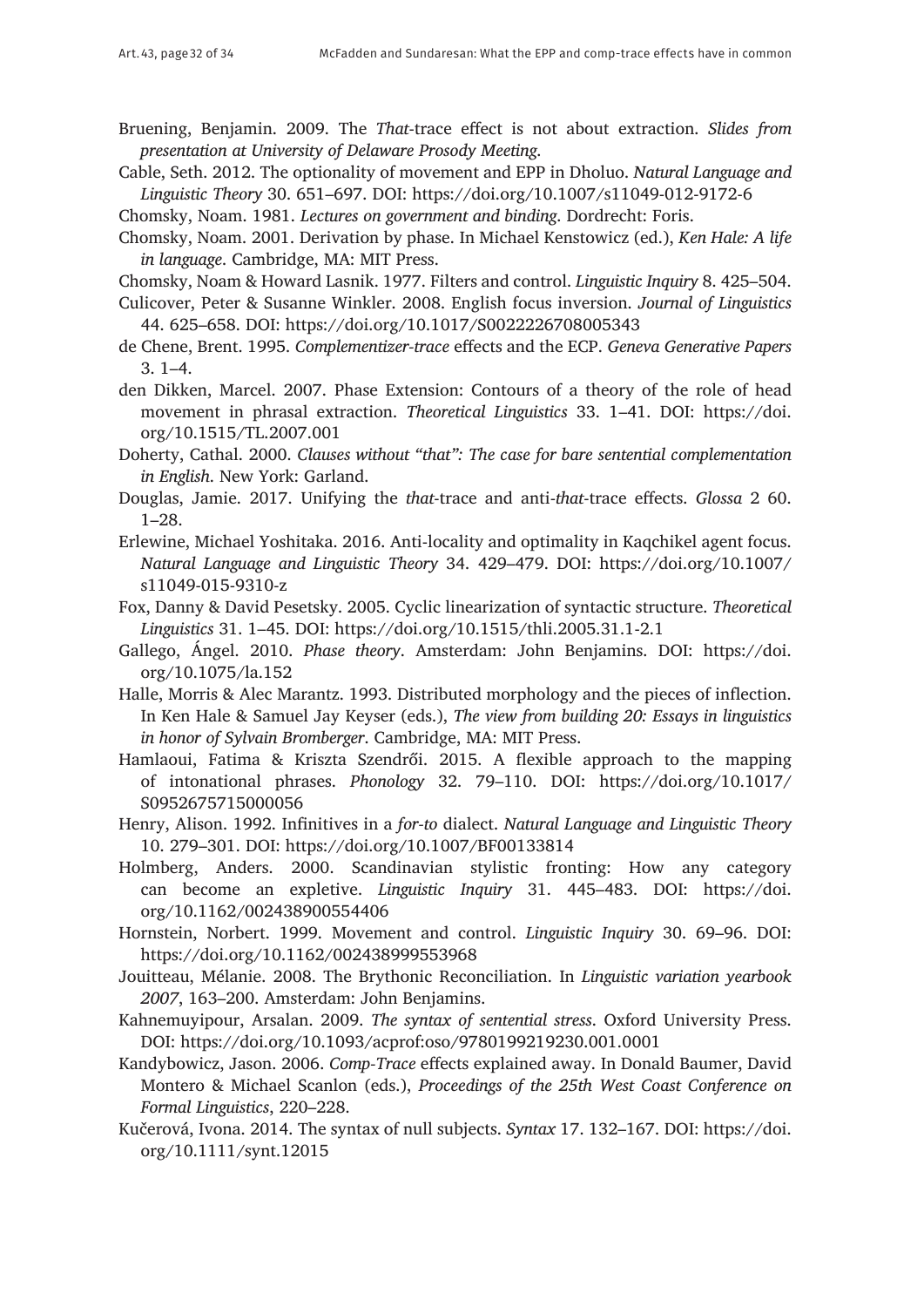Bruening, Benjamin. 2009. The *That*-trace effect is not about extraction. *Slides from presentation at University of Delaware Prosody Meeting.*

Cable, Seth. 2012. The optionality of movement and EPP in Dholuo. *Natural Language and Linguistic Theory* 30. 651–697. DOI: https://doi.org/10.1007/s11049-012-9172-6

Chomsky, Noam. 1981. *Lectures on government and binding*. Dordrecht: Foris.

Chomsky, Noam. 2001. Derivation by phase. In Michael Kenstowicz (ed.), *Ken Hale: A life in language*. Cambridge, MA: MIT Press.

Chomsky, Noam & Howard Lasnik. 1977. Filters and control. *Linguistic Inquiry* 8. 425–504.

Culicover, Peter & Susanne Winkler. 2008. English focus inversion. *Journal of Linguistics* 44. 625–658. DOI: https://doi.org/10.1017/S0022226708005343

de Chene, Brent. 1995. *Complementizer-trace* effects and the ECP. *Geneva Generative Papers* 3. 1–4.

den Dikken, Marcel. 2007. Phase Extension: Contours of a theory of the role of head movement in phrasal extraction. *Theoretical Linguistics* 33. 1–41. DOI: https://doi.org/10.1515/TL.2007.001

Doherty, Cathal. 2000. *Clauses without "that": The case for bare sentential complementation in English.* New York: Garland.

Douglas, Jamie. 2017. Unifying the *that*-trace and anti-*that*-trace effects. *Glossa* 2 60. 1–28.

Erlewine, Michael Yoshitaka. 2016. Anti-locality and optimality in Kaqchikel agent focus. *Natural Language and Linguistic Theory* 34. 429–479. DOI: https://doi.org/10.1007/s11049-015-9310-z

Fox, Danny & David Pesetsky. 2005. Cyclic linearization of syntactic structure. *Theoretical Linguistics* 31. 1–45. DOI: https://doi.org/10.1515/thli.2005.31.1-2.1

Gallego, Ángel. 2010. *Phase theory*. Amsterdam: John Benjamins. DOI: https://doi.org/10.1075/la.152

Halle, Morris & Alec Marantz. 1993. Distributed morphology and the pieces of inflection. In Ken Hale & Samuel Jay Keyser (eds.), *The view from building 20: Essays in linguistics in honor of Sylvain Bromberger*. Cambridge, MA: MIT Press.

Hamlaoui, Fatima & Kriszta Szendrői. 2015. A flexible approach to the mapping of intonational phrases. *Phonology* 32. 79–110. DOI: https://doi.org/10.1017/S0952675715000056

Henry, Alison. 1992. Infinitives in a *for-to* dialect. *Natural Language and Linguistic Theory* 10. 279–301. DOI: https://doi.org/10.1007/BF00133814

Holmberg, Anders. 2000. Scandinavian stylistic fronting: How any category can become an expletive. *Linguistic Inquiry* 31. 445–483. DOI: https://doi.org/10.1162/002438900554406

Hornstein, Norbert. 1999. Movement and control. *Linguistic Inquiry* 30. 69–96. DOI: https://doi.org/10.1162/002438999553968

Jouitteau, Mélanie. 2008. The Brythonic Reconciliation. In *Linguistic variation yearbook 2007*, 163–200. Amsterdam: John Benjamins.

Kahnemuyipour, Arsalan. 2009. *The syntax of sentential stress*. Oxford University Press. DOI: https://doi.org/10.1093/acprof:oso/9780199219230.001.0001

Kandybowicz, Jason. 2006. *Comp-Trace* effects explained away. In Donald Baumer, David Montero & Michael Scanlon (eds.), *Proceedings of the 25th West Coast Conference on Formal Linguistics*, 220–228.

Kučerová, Ivona. 2014. The syntax of null subjects. *Syntax* 17. 132–167. DOI: https://doi.org/10.1111/synt.12015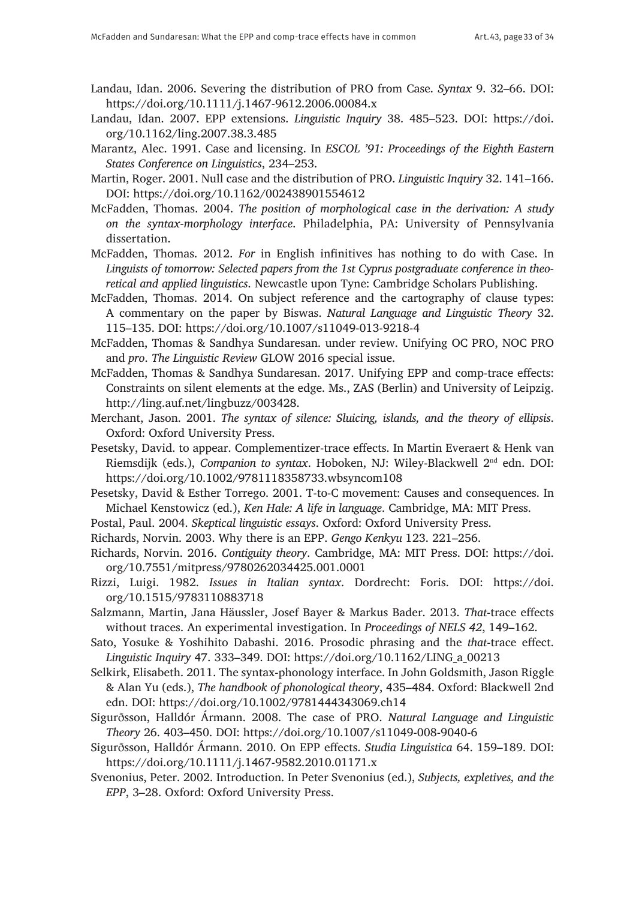Landau, Idan. 2006. Severing the distribution of PRO from Case. *Syntax* 9. 32–66. DOI: https://doi.org/10.1111/j.1467-9612.2006.00084.x

Landau, Idan. 2007. EPP extensions. *Linguistic Inquiry* 38. 485–523. DOI: https://doi.org/10.1162/ling.2007.38.3.485

Marantz, Alec. 1991. Case and licensing. In *ESCOL '91: Proceedings of the Eighth Eastern States Conference on Linguistics*, 234–253.

Martin, Roger. 2001. Null case and the distribution of PRO. *Linguistic Inquiry* 32. 141–166. DOI: https://doi.org/10.1162/002438901554612

McFadden, Thomas. 2004. *The position of morphological case in the derivation: A study on the syntax-morphology interface*. Philadelphia, PA: University of Pennsylvania dissertation.

McFadden, Thomas. 2012. *For* in English infinitives has nothing to do with Case. In *Linguists of tomorrow: Selected papers from the 1st Cyprus postgraduate conference in theoretical and applied linguistics*. Newcastle upon Tyne: Cambridge Scholars Publishing.

McFadden, Thomas. 2014. On subject reference and the cartography of clause types: A commentary on the paper by Biswas. *Natural Language and Linguistic Theory* 32. 115–135. DOI: https://doi.org/10.1007/s11049-013-9218-4

McFadden, Thomas & Sandhya Sundaresan. under review. Unifying OC PRO, NOC PRO and *pro*. *The Linguistic Review* GLOW 2016 special issue.

McFadden, Thomas & Sandhya Sundaresan. 2017. Unifying EPP and comp-trace effects: Constraints on silent elements at the edge. Ms., ZAS (Berlin) and University of Leipzig. http://ling.auf.net/lingbuzz/003428.

Merchant, Jason. 2001. *The syntax of silence: Sluicing, islands, and the theory of ellipsis*. Oxford: Oxford University Press.

Pesetsky, David. to appear. Complementizer-trace effects. In Martin Everaert & Henk van Riemsdijk (eds.), *Companion to syntax*. Hoboken, NJ: Wiley-Blackwell 2nd edn. DOI: https://doi.org/10.1002/9781118358733.wbsyncom108

Pesetsky, David & Esther Torrego. 2001. T-to-C movement: Causes and consequences. In Michael Kenstowicz (ed.), *Ken Hale: A life in language*. Cambridge, MA: MIT Press.

Postal, Paul. 2004. *Skeptical linguistic essays*. Oxford: Oxford University Press.

Richards, Norvin. 2003. Why there is an EPP. *Gengo Kenkyu* 123. 221–256.

Richards, Norvin. 2016. *Contiguity theory*. Cambridge, MA: MIT Press. DOI: https://doi.org/10.7551/mitpress/9780262034425.001.0001

Rizzi, Luigi. 1982. *Issues in Italian syntax*. Dordrecht: Foris. DOI: https://doi.org/10.1515/9783110883718

Salzmann, Martin, Jana Häussler, Josef Bayer & Markus Bader. 2013. *That*-trace effects without traces. An experimental investigation. In *Proceedings of NELS 42*, 149–162.

Sato, Yosuke & Yoshihito Dabashi. 2016. Prosodic phrasing and the *that*-trace effect. *Linguistic Inquiry* 47. 333–349. DOI: https://doi.org/10.1162/LING_a_00213

Selkirk, Elisabeth. 2011. The syntax-phonology interface. In John Goldsmith, Jason Riggle & Alan Yu (eds.), *The handbook of phonological theory*, 435–484. Oxford: Blackwell 2nd edn. DOI: https://doi.org/10.1002/9781444343069.ch14

Sigurðsson, Halldór Ármann. 2008. The case of PRO. *Natural Language and Linguistic Theory* 26. 403–450. DOI: https://doi.org/10.1007/s11049-008-9040-6

Sigurðsson, Halldór Ármann. 2010. On EPP effects. *Studia Linguistica* 64. 159–189. DOI: https://doi.org/10.1111/j.1467-9582.2010.01171.x

Svenonius, Peter. 2002. Introduction. In Peter Svenonius (ed.), *Subjects, expletives, and the EPP*, 3–28. Oxford: Oxford University Press.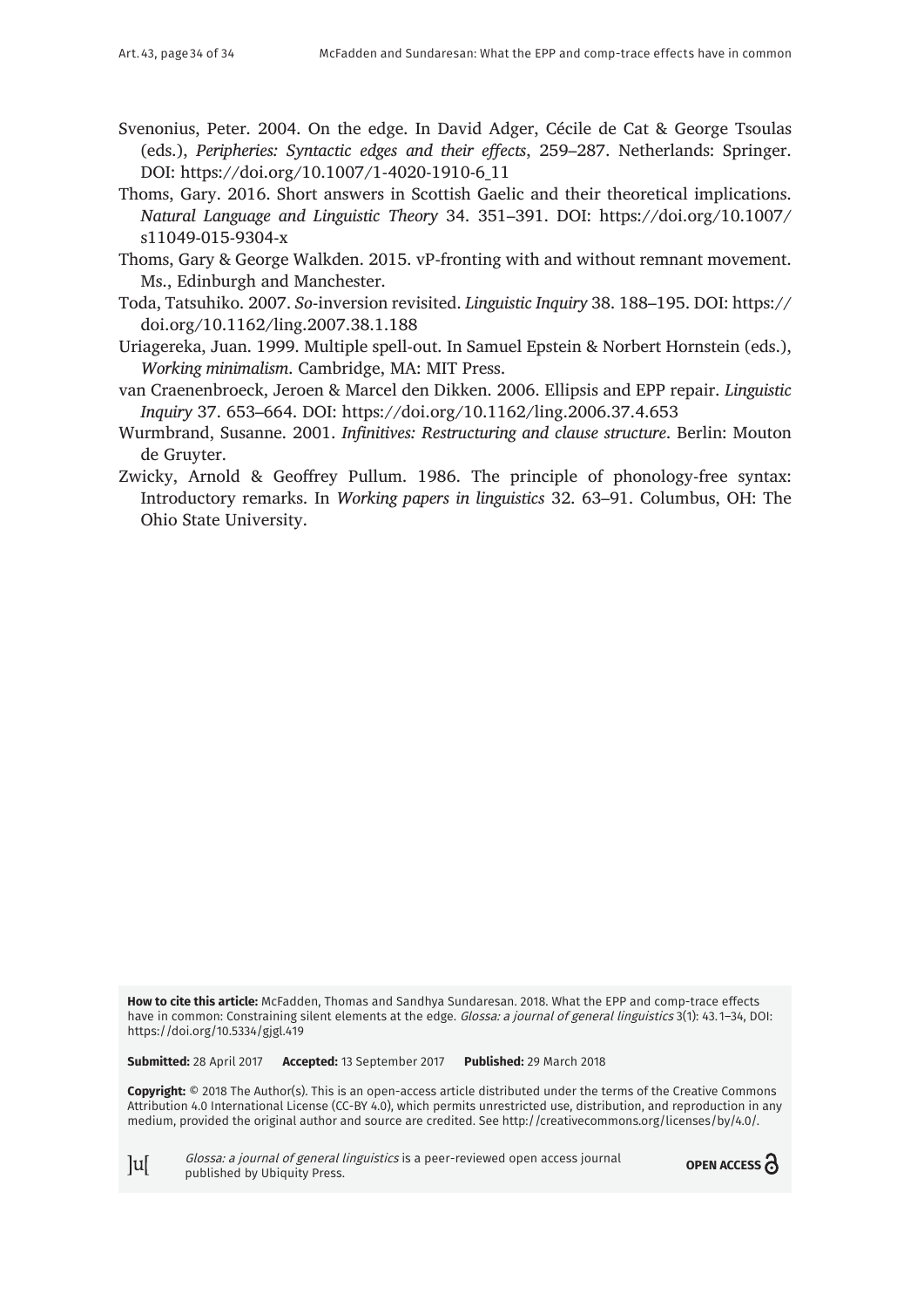Svenonius, Peter. 2004. On the edge. In David Adger, Cécile de Cat & George Tsoulas (eds.), *Peripheries: Syntactic edges and their effects*, 259–287. Netherlands: Springer. DOI: https://doi.org/10.1007/1-4020-1910-6_11

Thoms, Gary. 2016. Short answers in Scottish Gaelic and their theoretical implications. *Natural Language and Linguistic Theory* 34. 351–391. DOI: https://doi.org/10.1007/s11049-015-9304-x

Thoms, Gary & George Walkden. 2015. vP-fronting with and without remnant movement. Ms., Edinburgh and Manchester.

Toda, Tatsuhiko. 2007. *So*-inversion revisited. *Linguistic Inquiry* 38. 188–195. DOI: https://doi.org/10.1162/ling.2007.38.1.188

Uriagereka, Juan. 1999. Multiple spell-out. In Samuel Epstein & Norbert Hornstein (eds.), *Working minimalism*. Cambridge, MA: MIT Press.

van Craenenbroeck, Jeroen & Marcel den Dikken. 2006. Ellipsis and EPP repair. *Linguistic Inquiry* 37. 653–664. DOI: https://doi.org/10.1162/ling.2006.37.4.653

Wurmbrand, Susanne. 2001. *Infinitives: Restructuring and clause structure*. Berlin: Mouton de Gruyter.

Zwicky, Arnold & Geoffrey Pullum. 1986. The principle of phonology-free syntax: Introductory remarks. In *Working papers in linguistics* 32. 63–91. Columbus, OH: The Ohio State University.

**How to cite this article:** McFadden, Thomas and Sandhya Sundaresan. 2018. What the EPP and comp-trace effects have in common: Constraining silent elements at the edge. *Glossa: a journal of general linguistics* 3(1): 43.1–34, DOI: https://doi.org/10.5334/gjgl.419

**Submitted:** 28 April 2017 **Accepted:** 13 September 2017 **Published:** 29 March 2018

**Copyright:** © 2018 The Author(s). This is an open-access article distributed under the terms of the Creative Commons Attribution 4.0 International License (CC-BY 4.0), which permits unrestricted use, distribution, and reproduction in any medium, provided the original author and source are credited. See http://creativecommons.org/licenses/by/4.0/.

*Glossa: a journal of general linguistics* is a peer-reviewed open access journal published by Ubiquity Press.

**OPEN ACCESS**